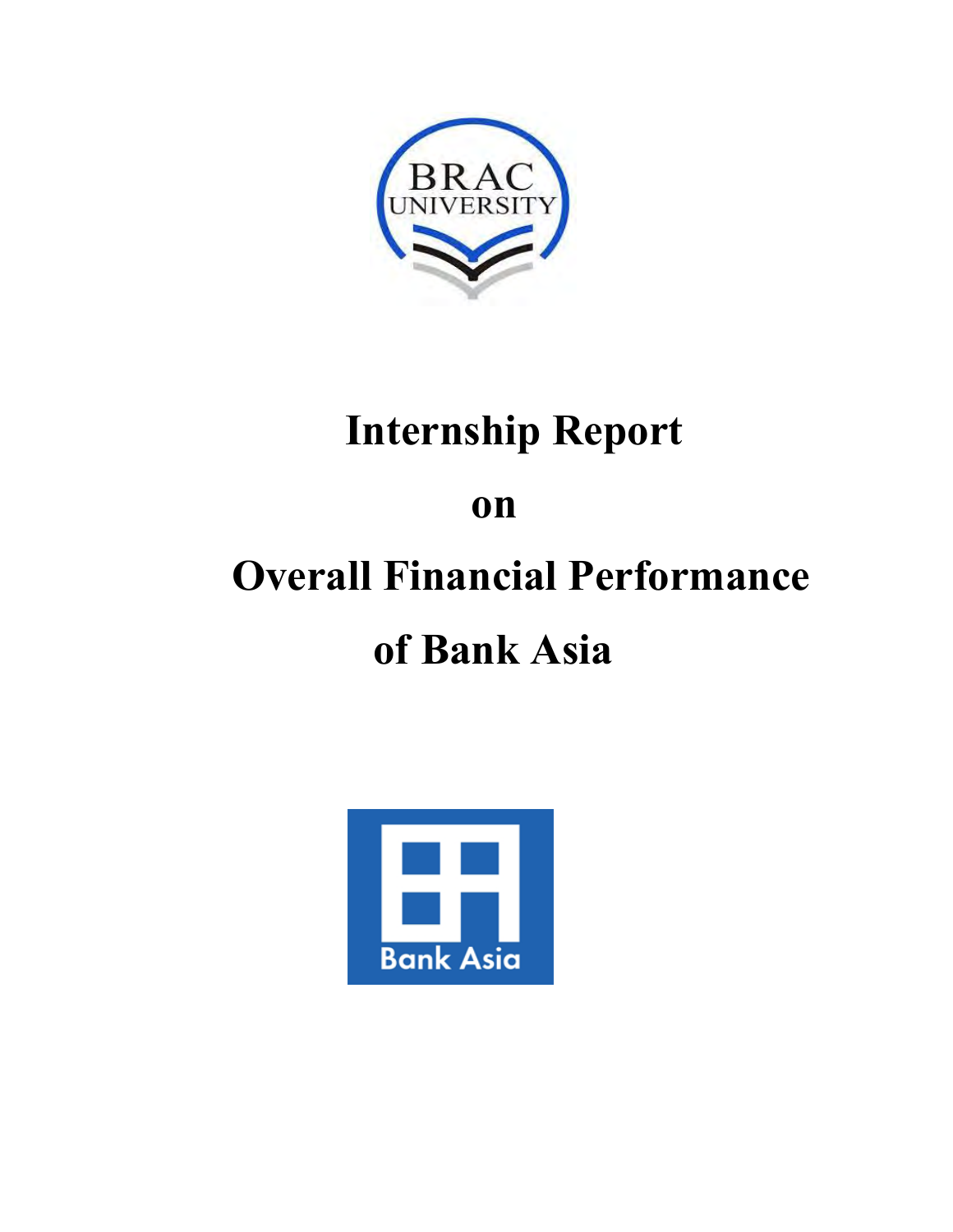# Internship Report

# on

# Overall Financial Performance of Bank Asia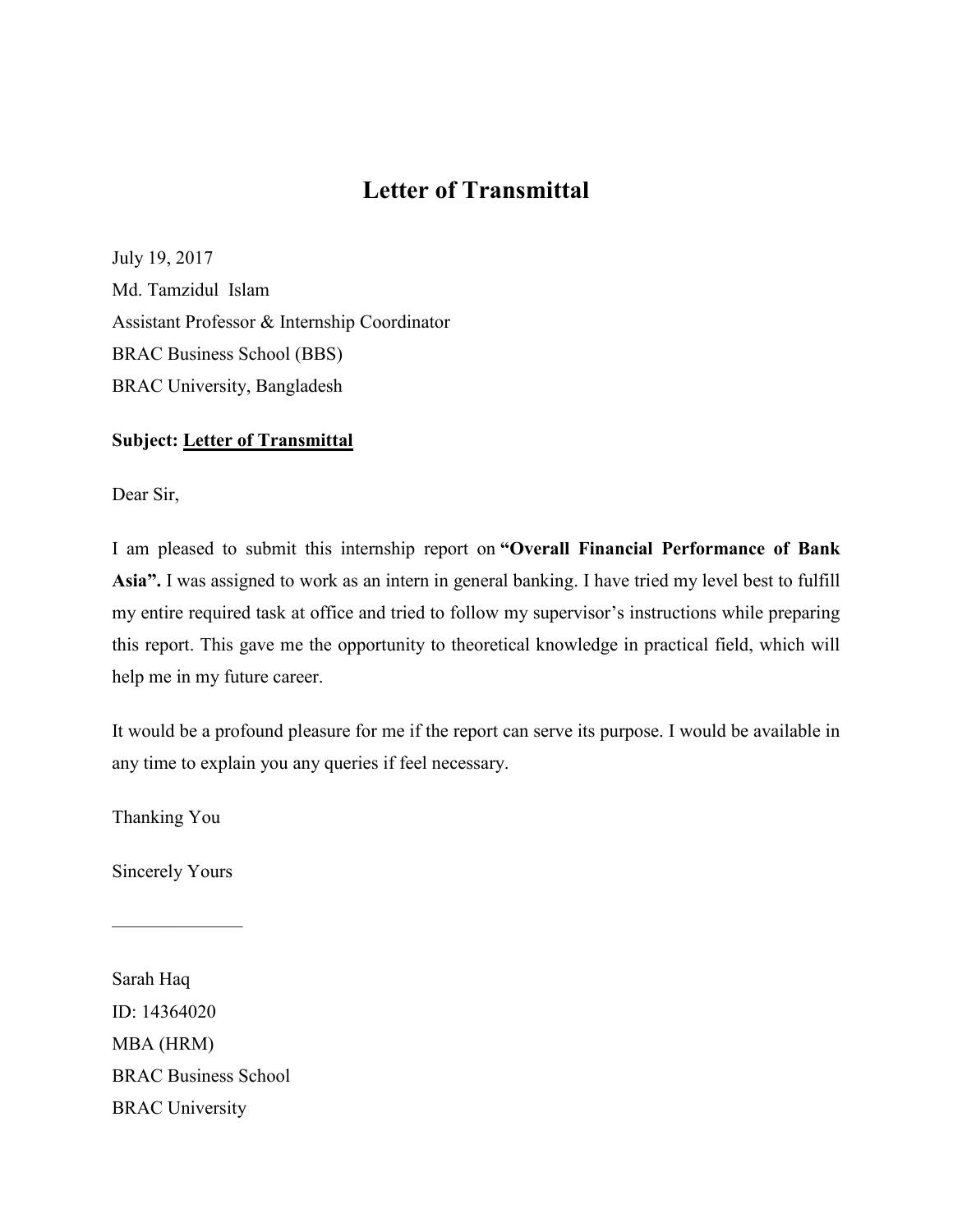# Letter of Transmittal

July 19, 2017
Md. Tamzidul Islam
Assistant Professor & Internship Coordinator
BRAC Business School (BBS)
BRAC University, Bangladesh

**Subject: <u>Letter of Transmittal</u>**

Dear Sir,

I am pleased to submit this internship report on **"Overall Financial Performance of Bank Asia".** I was assigned to work as an intern in general banking. I have tried my level best to fulfill my entire required task at office and tried to follow my supervisor's instructions while preparing this report. This gave me the opportunity to theoretical knowledge in practical field, which will help me in my future career.

It would be a profound pleasure for me if the report can serve its purpose. I would be available in any time to explain you any queries if feel necessary.

Thanking You

Sincerely Yours

\_\_\_\_\_\_\_\_\_\_\_\_\_\_

Sarah Haq
ID: 14364020
MBA (HRM)
BRAC Business School
BRAC University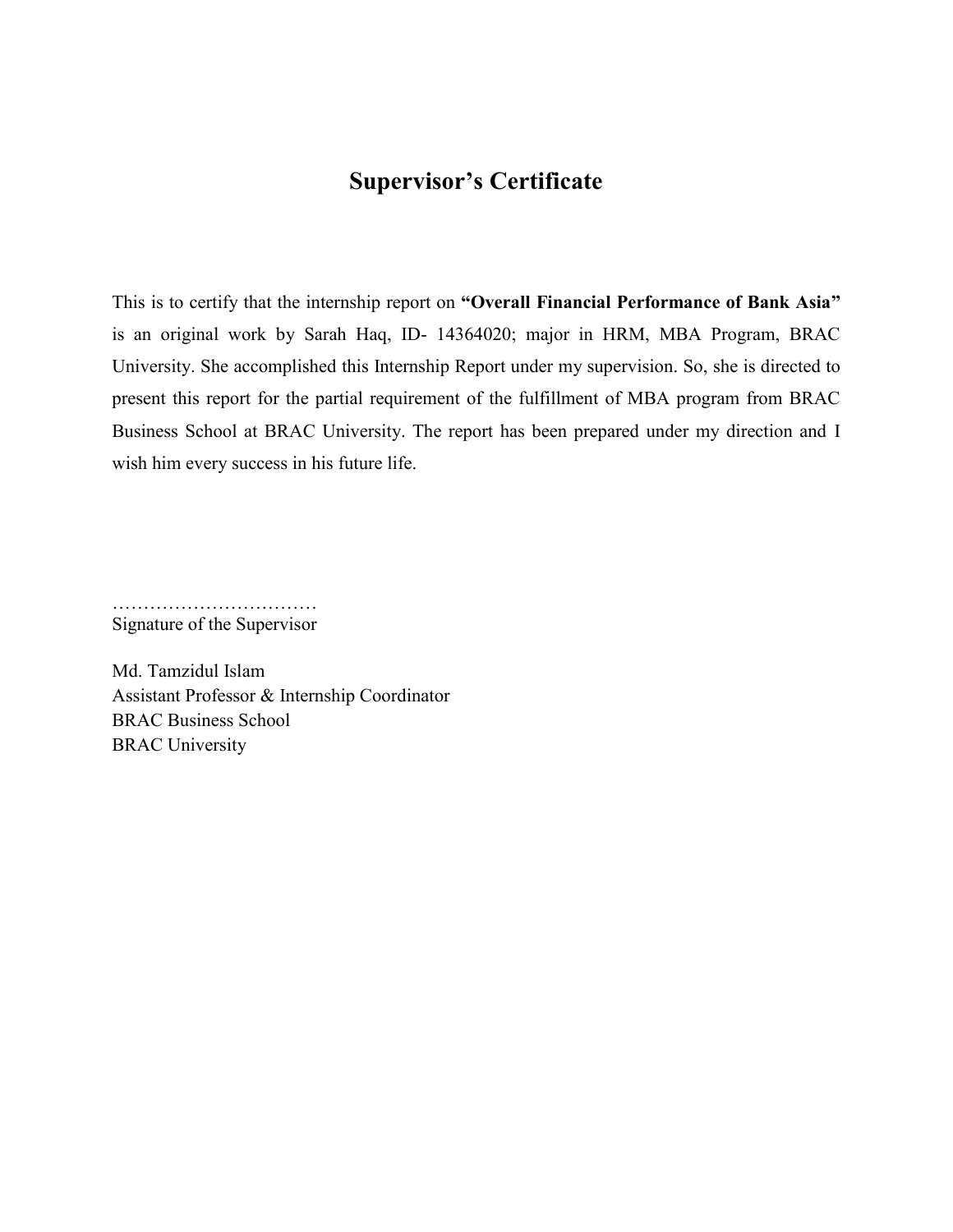# Supervisor's Certificate

This is to certify that the internship report on **"Overall Financial Performance of Bank Asia"** is an original work by Sarah Haq, ID- 14364020; major in HRM, MBA Program, BRAC University. She accomplished this Internship Report under my supervision. So, she is directed to present this report for the partial requirement of the fulfillment of MBA program from BRAC Business School at BRAC University. The report has been prepared under my direction and I wish him every success in his future life.

……………………………
Signature of the Supervisor

Md. Tamzidul Islam
Assistant Professor & Internship Coordinator
BRAC Business School
BRAC University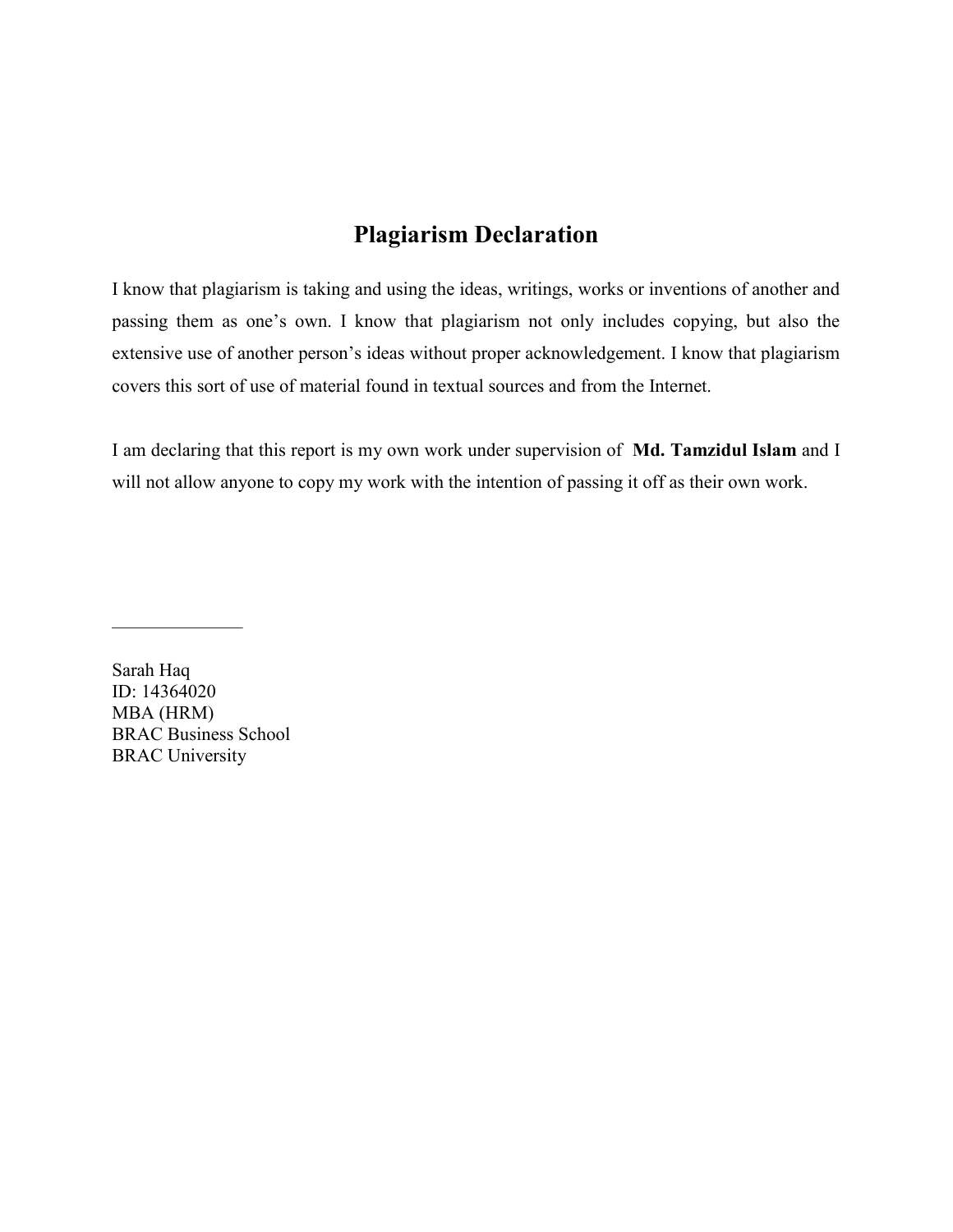# Plagiarism Declaration

I know that plagiarism is taking and using the ideas, writings, works or inventions of another and passing them as one's own. I know that plagiarism not only includes copying, but also the extensive use of another person's ideas without proper acknowledgement. I know that plagiarism covers this sort of use of material found in textual sources and from the Internet.

I am declaring that this report is my own work under supervision of **Md. Tamzidul Islam** and I will not allow anyone to copy my work with the intention of passing it off as their own work.

______________

Sarah Haq
ID: 14364020
MBA (HRM)
BRAC Business School
BRAC University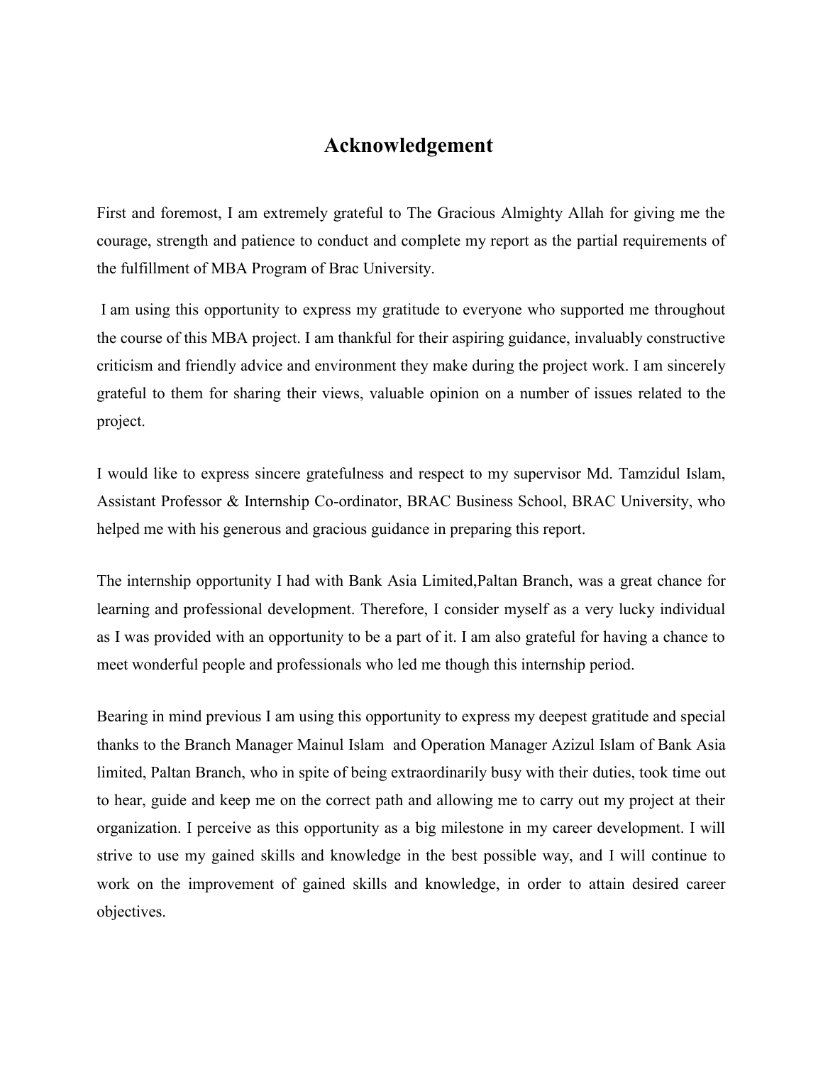# Acknowledgement

First and foremost, I am extremely grateful to The Gracious Almighty Allah for giving me the courage, strength and patience to conduct and complete my report as the partial requirements of the fulfillment of MBA Program of Brac University.

I am using this opportunity to express my gratitude to everyone who supported me throughout the course of this MBA project. I am thankful for their aspiring guidance, invaluably constructive criticism and friendly advice and environment they make during the project work. I am sincerely grateful to them for sharing their views, valuable opinion on a number of issues related to the project.

I would like to express sincere gratefulness and respect to my supervisor Md. Tamzidul Islam, Assistant Professor & Internship Co-ordinator, BRAC Business School, BRAC University, who helped me with his generous and gracious guidance in preparing this report.

The internship opportunity I had with Bank Asia Limited,Paltan Branch, was a great chance for learning and professional development. Therefore, I consider myself as a very lucky individual as I was provided with an opportunity to be a part of it. I am also grateful for having a chance to meet wonderful people and professionals who led me though this internship period.

Bearing in mind previous I am using this opportunity to express my deepest gratitude and special thanks to the Branch Manager Mainul Islam and Operation Manager Azizul Islam of Bank Asia limited, Paltan Branch, who in spite of being extraordinarily busy with their duties, took time out to hear, guide and keep me on the correct path and allowing me to carry out my project at their organization. I perceive as this opportunity as a big milestone in my career development. I will strive to use my gained skills and knowledge in the best possible way, and I will continue to work on the improvement of gained skills and knowledge, in order to attain desired career objectives.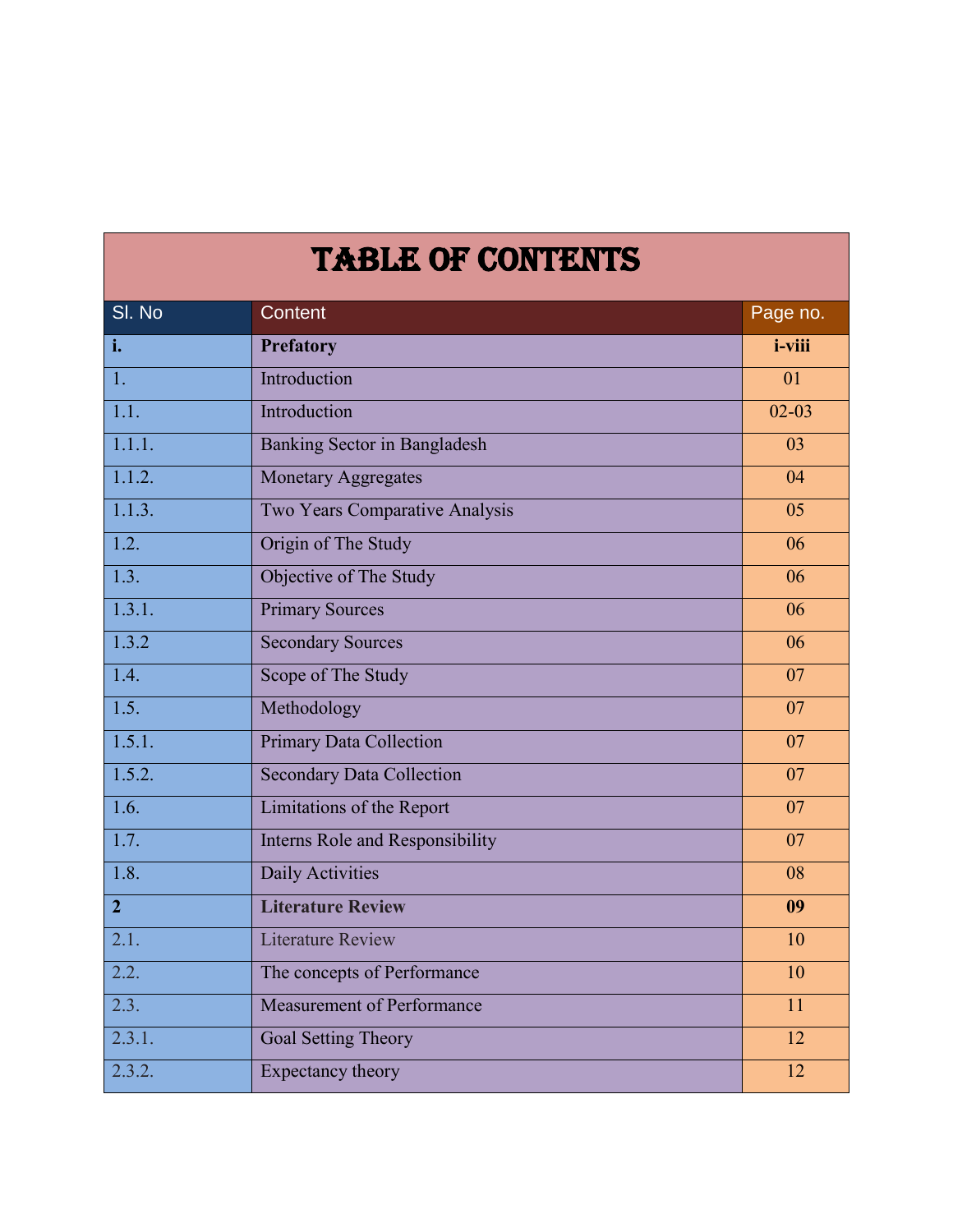# TABLE OF CONTENTS

| Sl. No | Content | Page no. |
|---|---|---|
| **i.** | **Prefatory** | **i-viii** |
| 1. | Introduction | 01 |
| 1.1. | Introduction | 02-03 |
| 1.1.1. | Banking Sector in Bangladesh | 03 |
| 1.1.2. | Monetary Aggregates | 04 |
| 1.1.3. | Two Years Comparative Analysis | 05 |
| 1.2. | Origin of The Study | 06 |
| 1.3. | Objective of The Study | 06 |
| 1.3.1. | Primary Sources | 06 |
| 1.3.2 | Secondary Sources | 06 |
| 1.4. | Scope of The Study | 07 |
| 1.5. | Methodology | 07 |
| 1.5.1. | Primary Data Collection | 07 |
| 1.5.2. | Secondary Data Collection | 07 |
| 1.6. | Limitations of the Report | 07 |
| 1.7. | Interns Role and Responsibility | 07 |
| 1.8. | Daily Activities | 08 |
| **2** | **Literature Review** | **09** |
| 2.1. | Literature Review | 10 |
| 2.2. | The concepts of Performance | 10 |
| 2.3. | Measurement of Performance | 11 |
| 2.3.1. | Goal Setting Theory | 12 |
| 2.3.2. | Expectancy theory | 12 |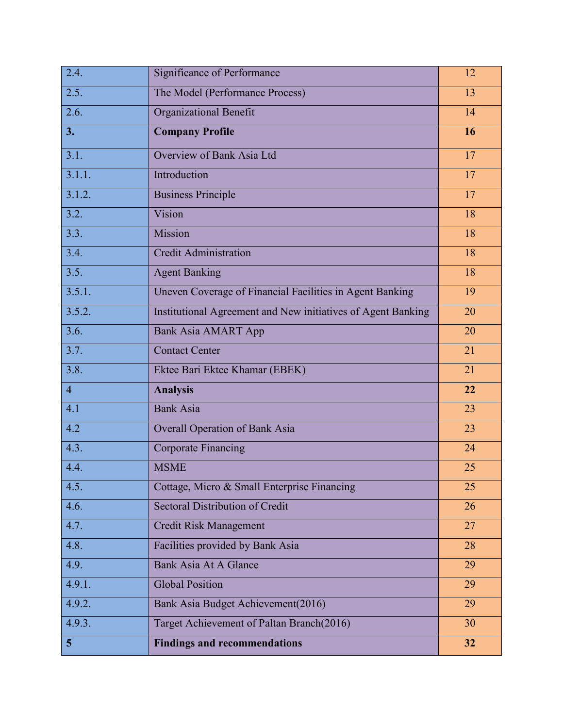| | | |
|---|---|---|
| 2.4. | Significance of Performance | 12 |
| 2.5. | The Model (Performance Process) | 13 |
| 2.6. | Organizational Benefit | 14 |
| **3.** | **Company Profile** | **16** |
| 3.1. | Overview of Bank Asia Ltd | 17 |
| 3.1.1. | Introduction | 17 |
| 3.1.2. | Business Principle | 17 |
| 3.2. | Vision | 18 |
| 3.3. | Mission | 18 |
| 3.4. | Credit Administration | 18 |
| 3.5. | Agent Banking | 18 |
| 3.5.1. | Uneven Coverage of Financial Facilities in Agent Banking | 19 |
| 3.5.2. | Institutional Agreement and New initiatives of Agent Banking | 20 |
| 3.6. | Bank Asia AMART App | 20 |
| 3.7. | Contact Center | 21 |
| 3.8. | Ektee Bari Ektee Khamar (EBEK) | 21 |
| **4** | **Analysis** | **22** |
| 4.1 | Bank Asia | 23 |
| 4.2 | Overall Operation of Bank Asia | 23 |
| 4.3. | Corporate Financing | 24 |
| 4.4. | MSME | 25 |
| 4.5. | Cottage, Micro & Small Enterprise Financing | 25 |
| 4.6. | Sectoral Distribution of Credit | 26 |
| 4.7. | Credit Risk Management | 27 |
| 4.8. | Facilities provided by Bank Asia | 28 |
| 4.9. | Bank Asia At A Glance | 29 |
| 4.9.1. | Global Position | 29 |
| 4.9.2. | Bank Asia Budget Achievement(2016) | 29 |
| 4.9.3. | Target Achievement of Paltan Branch(2016) | 30 |
| **5** | **Findings and recommendations** | **32** |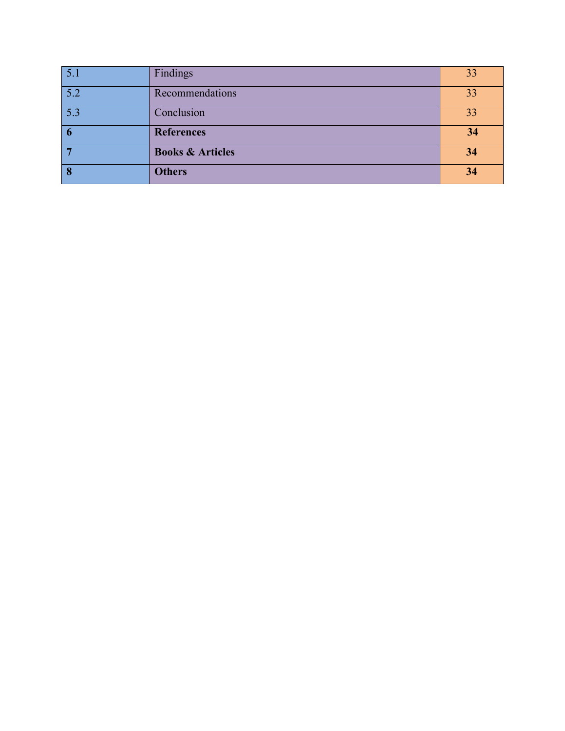| 5.1 | Findings | 33 |
|---|---|---|
| 5.2 | Recommendations | 33 |
| 5.3 | Conclusion | 33 |
| **6** | **References** | **34** |
| **7** | **Books & Articles** | **34** |
| **8** | **Others** | **34** |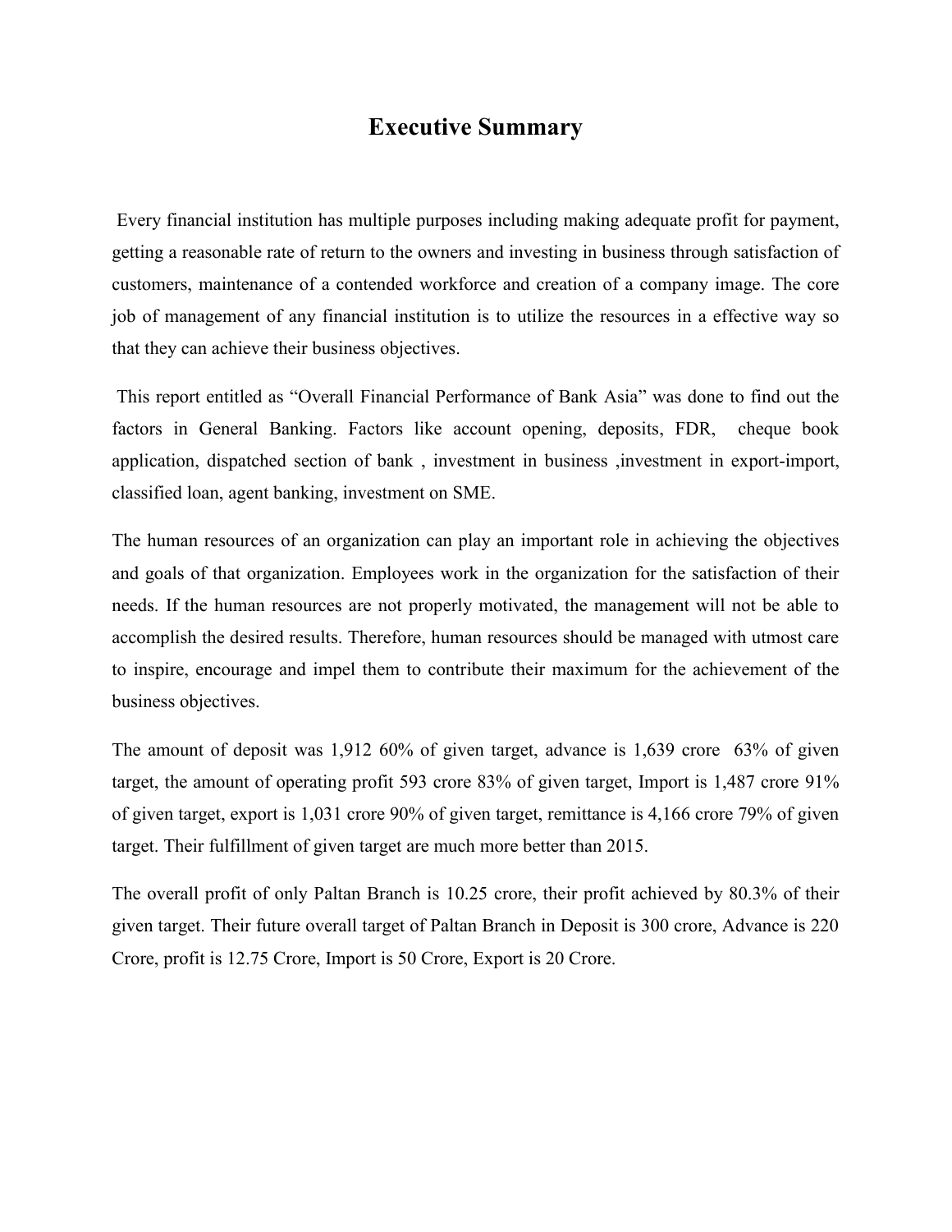# Executive Summary

Every financial institution has multiple purposes including making adequate profit for payment, getting a reasonable rate of return to the owners and investing in business through satisfaction of customers, maintenance of a contended workforce and creation of a company image. The core job of management of any financial institution is to utilize the resources in a effective way so that they can achieve their business objectives.

This report entitled as "Overall Financial Performance of Bank Asia" was done to find out the factors in General Banking. Factors like account opening, deposits, FDR, cheque book application, dispatched section of bank , investment in business ,investment in export-import, classified loan, agent banking, investment on SME.

The human resources of an organization can play an important role in achieving the objectives and goals of that organization. Employees work in the organization for the satisfaction of their needs. If the human resources are not properly motivated, the management will not be able to accomplish the desired results. Therefore, human resources should be managed with utmost care to inspire, encourage and impel them to contribute their maximum for the achievement of the business objectives.

The amount of deposit was 1,912 60% of given target, advance is 1,639 crore 63% of given target, the amount of operating profit 593 crore 83% of given target, Import is 1,487 crore 91% of given target, export is 1,031 crore 90% of given target, remittance is 4,166 crore 79% of given target. Their fulfillment of given target are much more better than 2015.

The overall profit of only Paltan Branch is 10.25 crore, their profit achieved by 80.3% of their given target. Their future overall target of Paltan Branch in Deposit is 300 crore, Advance is 220 Crore, profit is 12.75 Crore, Import is 50 Crore, Export is 20 Crore.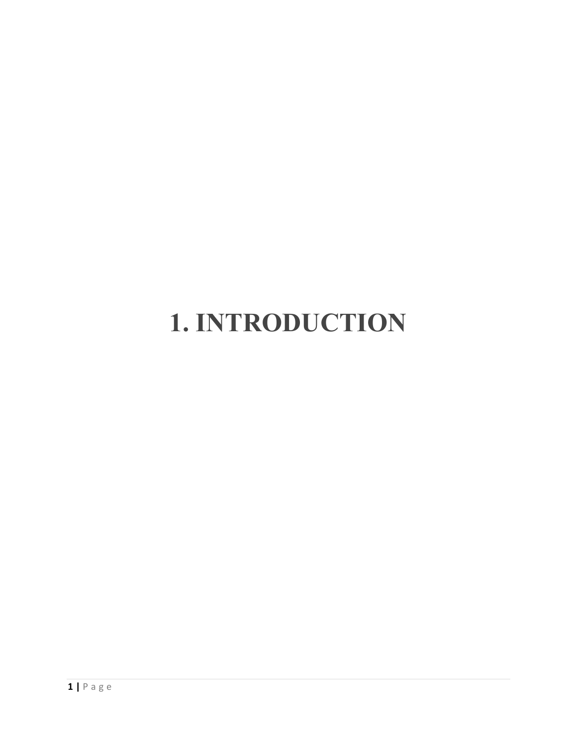# 1. INTRODUCTION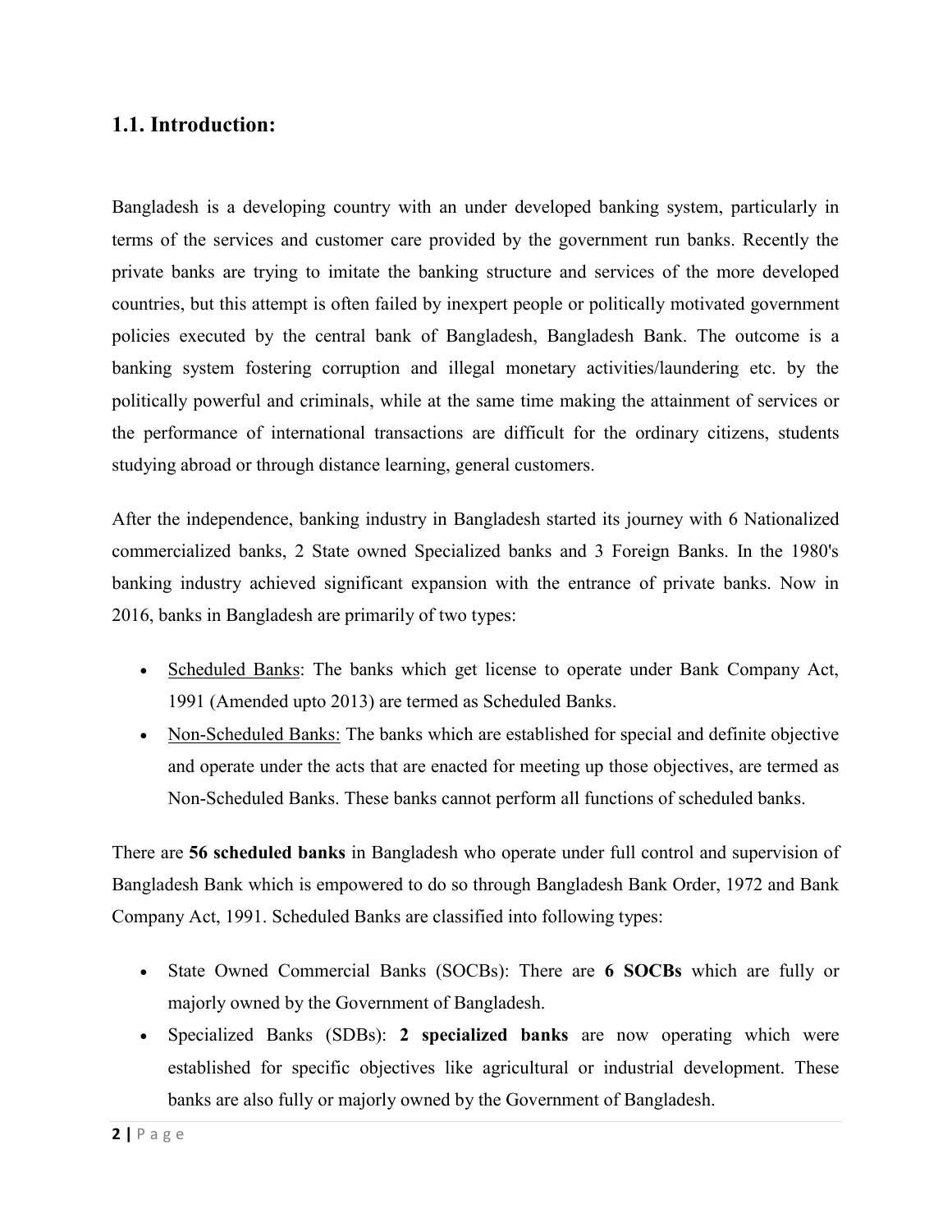## 1.1. Introduction:

Bangladesh is a developing country with an under developed banking system, particularly in terms of the services and customer care provided by the government run banks. Recently the private banks are trying to imitate the banking structure and services of the more developed countries, but this attempt is often failed by inexpert people or politically motivated government policies executed by the central bank of Bangladesh, Bangladesh Bank. The outcome is a banking system fostering corruption and illegal monetary activities/laundering etc. by the politically powerful and criminals, while at the same time making the attainment of services or the performance of international transactions are difficult for the ordinary citizens, students studying abroad or through distance learning, general customers.

After the independence, banking industry in Bangladesh started its journey with 6 Nationalized commercialized banks, 2 State owned Specialized banks and 3 Foreign Banks. In the 1980's banking industry achieved significant expansion with the entrance of private banks. Now in 2016, banks in Bangladesh are primarily of two types:

- Scheduled Banks: The banks which get license to operate under Bank Company Act, 1991 (Amended upto 2013) are termed as Scheduled Banks.
- Non-Scheduled Banks: The banks which are established for special and definite objective and operate under the acts that are enacted for meeting up those objectives, are termed as Non-Scheduled Banks. These banks cannot perform all functions of scheduled banks.

There are **56 scheduled banks** in Bangladesh who operate under full control and supervision of Bangladesh Bank which is empowered to do so through Bangladesh Bank Order, 1972 and Bank Company Act, 1991. Scheduled Banks are classified into following types:

- State Owned Commercial Banks (SOCBs): There are **6 SOCBs** which are fully or majorly owned by the Government of Bangladesh.
- Specialized Banks (SDBs): **2 specialized banks** are now operating which were established for specific objectives like agricultural or industrial development. These banks are also fully or majorly owned by the Government of Bangladesh.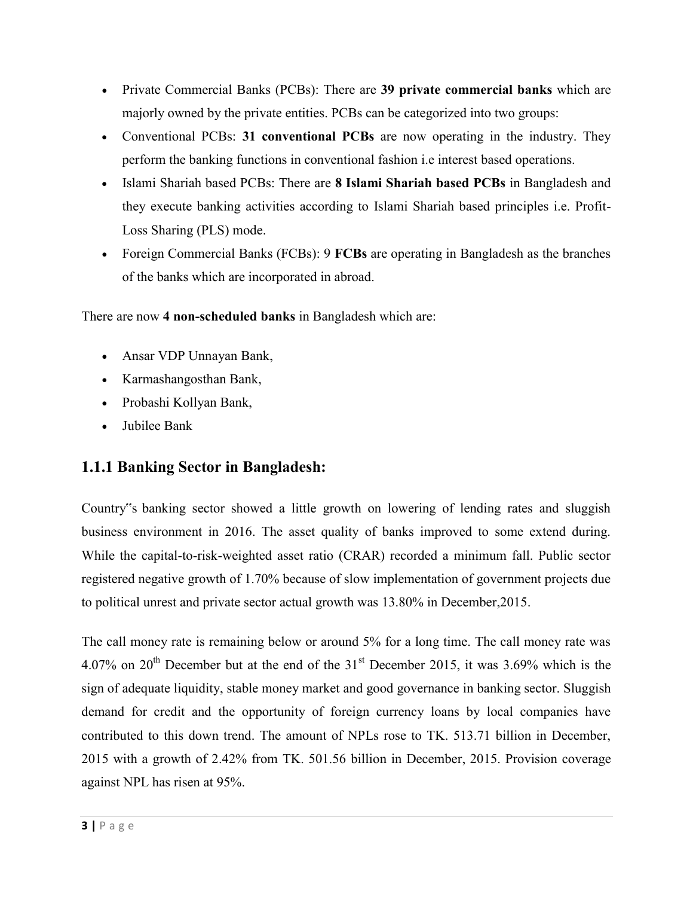- Private Commercial Banks (PCBs): There are **39 private commercial banks** which are majorly owned by the private entities. PCBs can be categorized into two groups:
- Conventional PCBs: **31 conventional PCBs** are now operating in the industry. They perform the banking functions in conventional fashion i.e interest based operations.
- Islami Shariah based PCBs: There are **8 Islami Shariah based PCBs** in Bangladesh and they execute banking activities according to Islami Shariah based principles i.e. Profit-Loss Sharing (PLS) mode.
- Foreign Commercial Banks (FCBs): 9 **FCBs** are operating in Bangladesh as the branches of the banks which are incorporated in abroad.

There are now **4 non-scheduled banks** in Bangladesh which are:

- Ansar VDP Unnayan Bank,
- Karmashangosthan Bank,
- Probashi Kollyan Bank,
- Jubilee Bank

## 1.1.1 Banking Sector in Bangladesh:

Country‟s banking sector showed a little growth on lowering of lending rates and sluggish business environment in 2016. The asset quality of banks improved to some extend during. While the capital-to-risk-weighted asset ratio (CRAR) recorded a minimum fall. Public sector registered negative growth of 1.70% because of slow implementation of government projects due to political unrest and private sector actual growth was 13.80% in December,2015.

The call money rate is remaining below or around 5% for a long time. The call money rate was 4.07% on 20th December but at the end of the 31st December 2015, it was 3.69% which is the sign of adequate liquidity, stable money market and good governance in banking sector. Sluggish demand for credit and the opportunity of foreign currency loans by local companies have contributed to this down trend. The amount of NPLs rose to TK. 513.71 billion in December, 2015 with a growth of 2.42% from TK. 501.56 billion in December, 2015. Provision coverage against NPL has risen at 95%.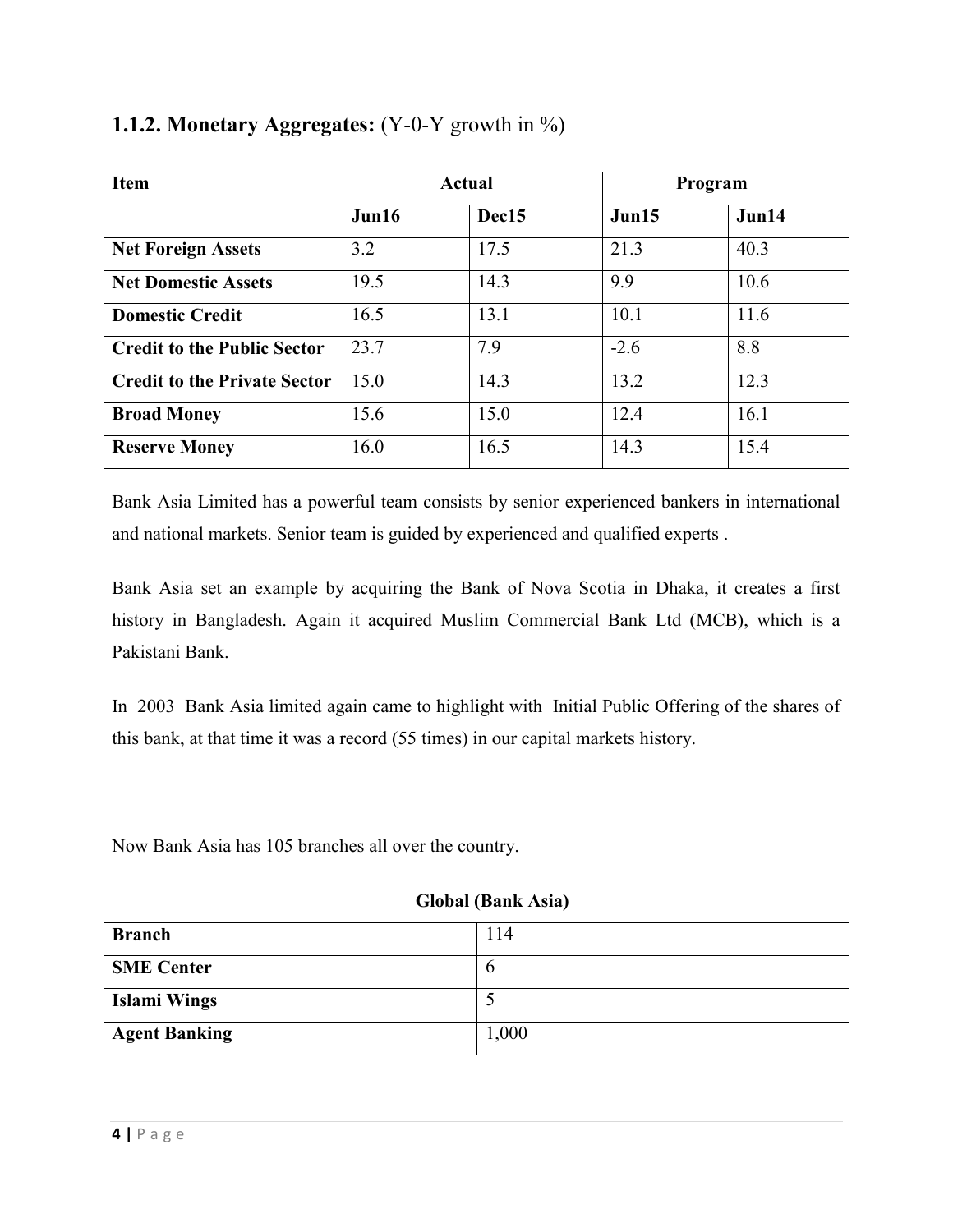### **1.1.2. Monetary Aggregates:** (Y-0-Y growth in %)

| Item | Actual | | Program | |
|---|---|---|---|---|
| | Jun16 | Dec15 | Jun15 | Jun14 |
| **Net Foreign Assets** | 3.2 | 17.5 | 21.3 | 40.3 |
| **Net Domestic Assets** | 19.5 | 14.3 | 9.9 | 10.6 |
| **Domestic Credit** | 16.5 | 13.1 | 10.1 | 11.6 |
| **Credit to the Public Sector** | 23.7 | 7.9 | -2.6 | 8.8 |
| **Credit to the Private Sector** | 15.0 | 14.3 | 13.2 | 12.3 |
| **Broad Money** | 15.6 | 15.0 | 12.4 | 16.1 |
| **Reserve Money** | 16.0 | 16.5 | 14.3 | 15.4 |

Bank Asia Limited has a powerful team consists by senior experienced bankers in international and national markets. Senior team is guided by experienced and qualified experts .

Bank Asia set an example by acquiring the Bank of Nova Scotia in Dhaka, it creates a first history in Bangladesh. Again it acquired Muslim Commercial Bank Ltd (MCB), which is a Pakistani Bank.

In 2003 Bank Asia limited again came to highlight with Initial Public Offering of the shares of this bank, at that time it was a record (55 times) in our capital markets history.

Now Bank Asia has 105 branches all over the country.

| Global (Bank Asia) | |
|---|---|
| **Branch** | 114 |
| **SME Center** | 6 |
| **Islami Wings** | 5 |
| **Agent Banking** | 1,000 |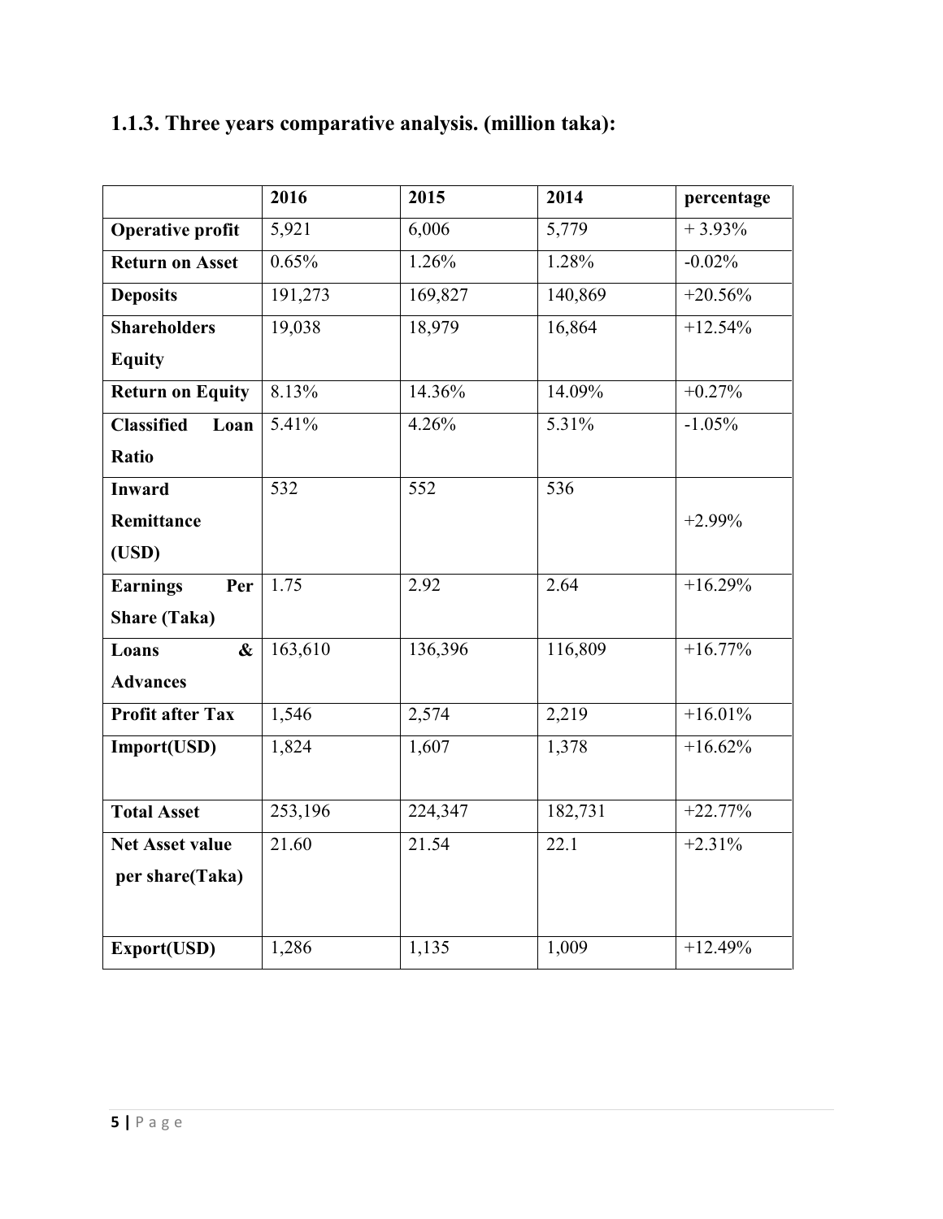### 1.1.3. Three years comparative analysis. (million taka):

| | 2016 | 2015 | 2014 | percentage |
|---|---|---|---|---|
| **Operative profit** | 5,921 | 6,006 | 5,779 | + 3.93% |
| **Return on Asset** | 0.65% | 1.26% | 1.28% | -0.02% |
| **Deposits** | 191,273 | 169,827 | 140,869 | +20.56% |
| **Shareholders Equity** | 19,038 | 18,979 | 16,864 | +12.54% |
| **Return on Equity** | 8.13% | 14.36% | 14.09% | +0.27% |
| **Classified Loan Ratio** | 5.41% | 4.26% | 5.31% | -1.05% |
| **Inward Remittance (USD)** | 532 | 552 | 536 | +2.99% |
| **Earnings Per Share (Taka)** | 1.75 | 2.92 | 2.64 | +16.29% |
| **Loans & Advances** | 163,610 | 136,396 | 116,809 | +16.77% |
| **Profit after Tax** | 1,546 | 2,574 | 2,219 | +16.01% |
| **Import(USD)** | 1,824 | 1,607 | 1,378 | +16.62% |
| **Total Asset** | 253,196 | 224,347 | 182,731 | +22.77% |
| **Net Asset value per share(Taka)** | 21.60 | 21.54 | 22.1 | +2.31% |
| **Export(USD)** | 1,286 | 1,135 | 1,009 | +12.49% |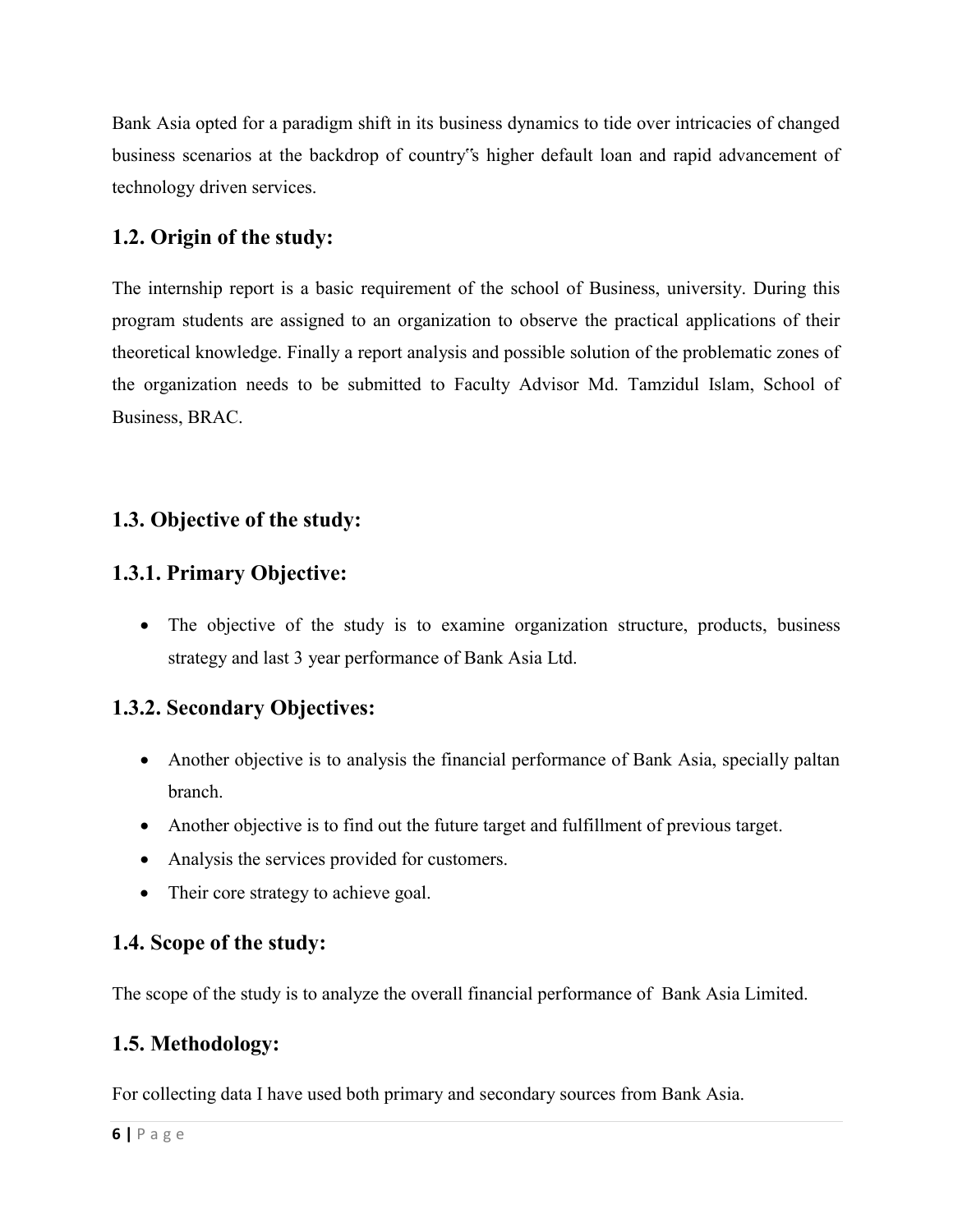Bank Asia opted for a paradigm shift in its business dynamics to tide over intricacies of changed business scenarios at the backdrop of country"s higher default loan and rapid advancement of technology driven services.

## 1.2. Origin of the study:

The internship report is a basic requirement of the school of Business, university. During this program students are assigned to an organization to observe the practical applications of their theoretical knowledge. Finally a report analysis and possible solution of the problematic zones of the organization needs to be submitted to Faculty Advisor Md. Tamzidul Islam, School of Business, BRAC.

## 1.3. Objective of the study:

### 1.3.1. Primary Objective:

- The objective of the study is to examine organization structure, products, business strategy and last 3 year performance of Bank Asia Ltd.

### 1.3.2. Secondary Objectives:

- Another objective is to analysis the financial performance of Bank Asia, specially paltan branch.
- Another objective is to find out the future target and fulfillment of previous target.
- Analysis the services provided for customers.
- Their core strategy to achieve goal.

## 1.4. Scope of the study:

The scope of the study is to analyze the overall financial performance of Bank Asia Limited.

## 1.5. Methodology:

For collecting data I have used both primary and secondary sources from Bank Asia.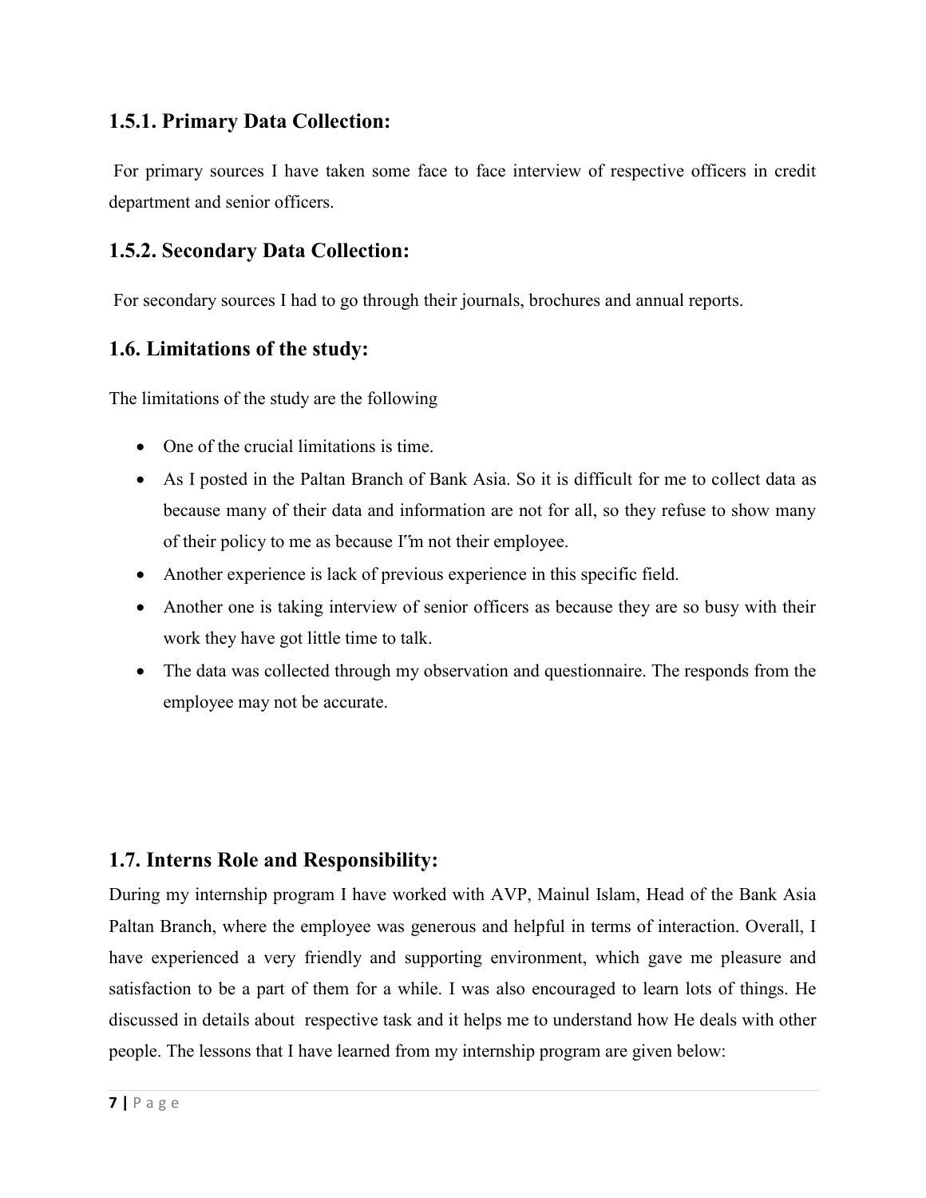### 1.5.1. Primary Data Collection:

For primary sources I have taken some face to face interview of respective officers in credit department and senior officers.

### 1.5.2. Secondary Data Collection:

For secondary sources I had to go through their journals, brochures and annual reports.

## 1.6. Limitations of the study:

The limitations of the study are the following

- One of the crucial limitations is time.
- As I posted in the Paltan Branch of Bank Asia. So it is difficult for me to collect data as because many of their data and information are not for all, so they refuse to show many of their policy to me as because I"m not their employee.
- Another experience is lack of previous experience in this specific field.
- Another one is taking interview of senior officers as because they are so busy with their work they have got little time to talk.
- The data was collected through my observation and questionnaire. The responds from the employee may not be accurate.

## 1.7. Interns Role and Responsibility:

During my internship program I have worked with AVP, Mainul Islam, Head of the Bank Asia Paltan Branch, where the employee was generous and helpful in terms of interaction. Overall, I have experienced a very friendly and supporting environment, which gave me pleasure and satisfaction to be a part of them for a while. I was also encouraged to learn lots of things. He discussed in details about respective task and it helps me to understand how He deals with other people. The lessons that I have learned from my internship program are given below: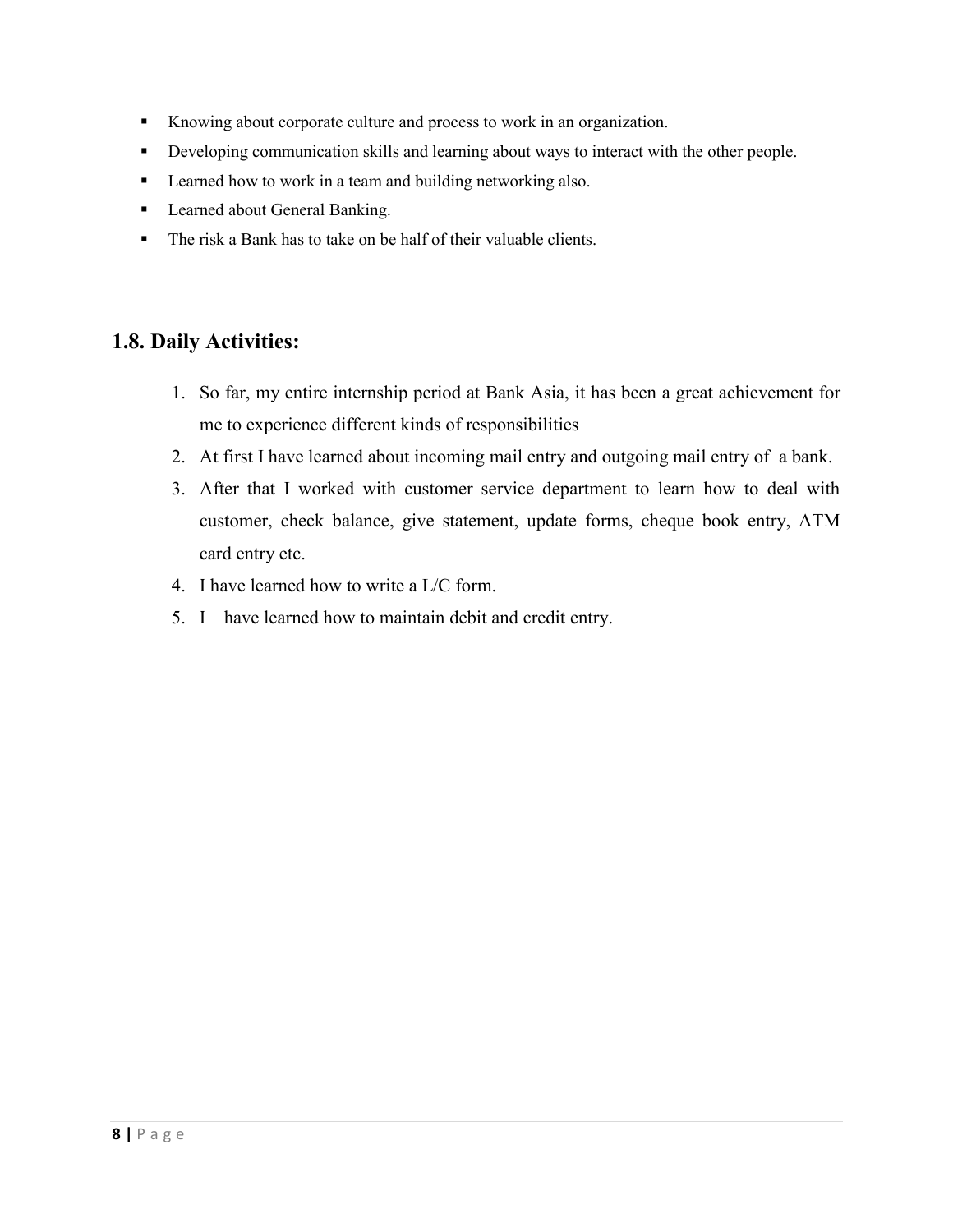- Knowing about corporate culture and process to work in an organization.
- Developing communication skills and learning about ways to interact with the other people.
- Learned how to work in a team and building networking also.
- Learned about General Banking.
- The risk a Bank has to take on be half of their valuable clients.

## 1.8. Daily Activities:

1. So far, my entire internship period at Bank Asia, it has been a great achievement for me to experience different kinds of responsibilities
2. At first I have learned about incoming mail entry and outgoing mail entry of a bank.
3. After that I worked with customer service department to learn how to deal with customer, check balance, give statement, update forms, cheque book entry, ATM card entry etc.
4. I have learned how to write a L/C form.
5. I have learned how to maintain debit and credit entry.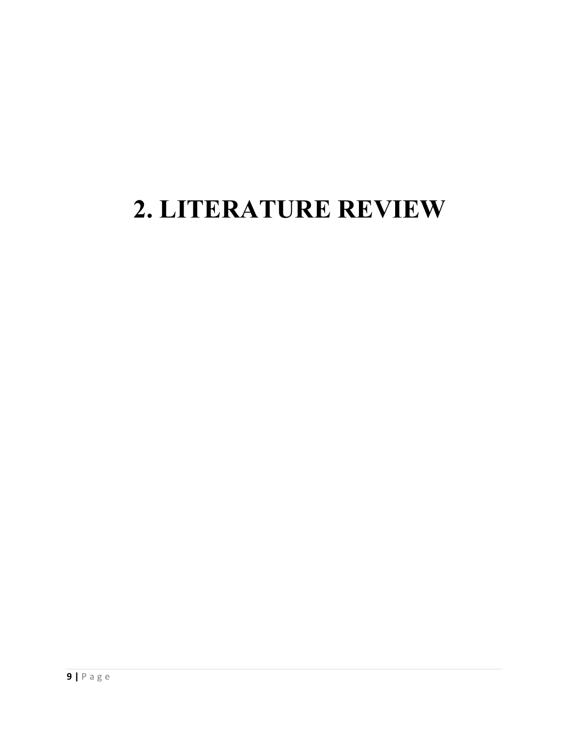# 2. LITERATURE REVIEW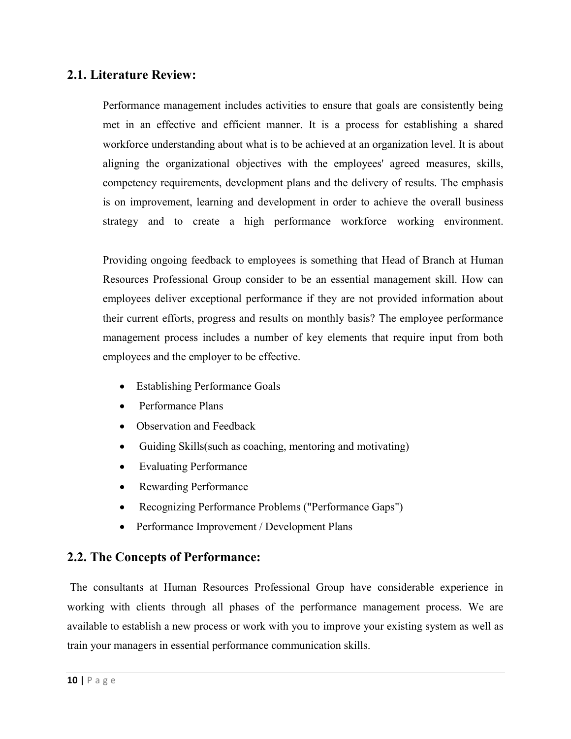## 2.1. Literature Review:

Performance management includes activities to ensure that goals are consistently being met in an effective and efficient manner. It is a process for establishing a shared workforce understanding about what is to be achieved at an organization level. It is about aligning the organizational objectives with the employees' agreed measures, skills, competency requirements, development plans and the delivery of results. The emphasis is on improvement, learning and development in order to achieve the overall business strategy and to create a high performance workforce working environment.

Providing ongoing feedback to employees is something that Head of Branch at Human Resources Professional Group consider to be an essential management skill. How can employees deliver exceptional performance if they are not provided information about their current efforts, progress and results on monthly basis? The employee performance management process includes a number of key elements that require input from both employees and the employer to be effective.

- Establishing Performance Goals
- Performance Plans
- Observation and Feedback
- Guiding Skills(such as coaching, mentoring and motivating)
- Evaluating Performance
- Rewarding Performance
- Recognizing Performance Problems ("Performance Gaps")
- Performance Improvement / Development Plans

## 2.2. The Concepts of Performance:

The consultants at Human Resources Professional Group have considerable experience in working with clients through all phases of the performance management process. We are available to establish a new process or work with you to improve your existing system as well as train your managers in essential performance communication skills.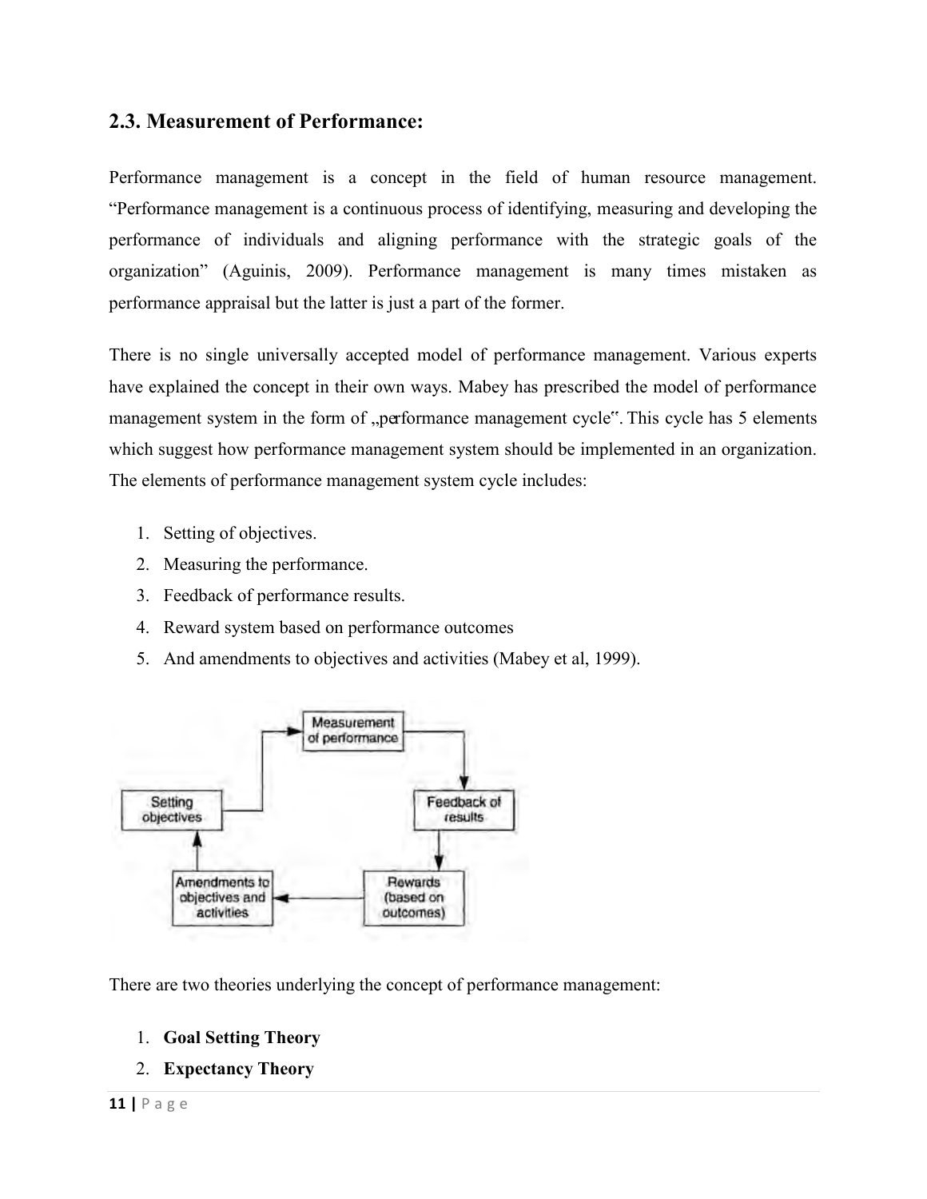## 2.3. Measurement of Performance:

Performance management is a concept in the field of human resource management. "Performance management is a continuous process of identifying, measuring and developing the performance of individuals and aligning performance with the strategic goals of the organization" (Aguinis, 2009). Performance management is many times mistaken as performance appraisal but the latter is just a part of the former.

There is no single universally accepted model of performance management. Various experts have explained the concept in their own ways. Mabey has prescribed the model of performance management system in the form of „performance management cycle". This cycle has 5 elements which suggest how performance management system should be implemented in an organization. The elements of performance management system cycle includes:

1. Setting of objectives.
2. Measuring the performance.
3. Feedback of performance results.
4. Reward system based on performance outcomes
5. And amendments to objectives and activities (Mabey et al, 1999).

There are two theories underlying the concept of performance management:

1. **Goal Setting Theory**
2. **Expectancy Theory**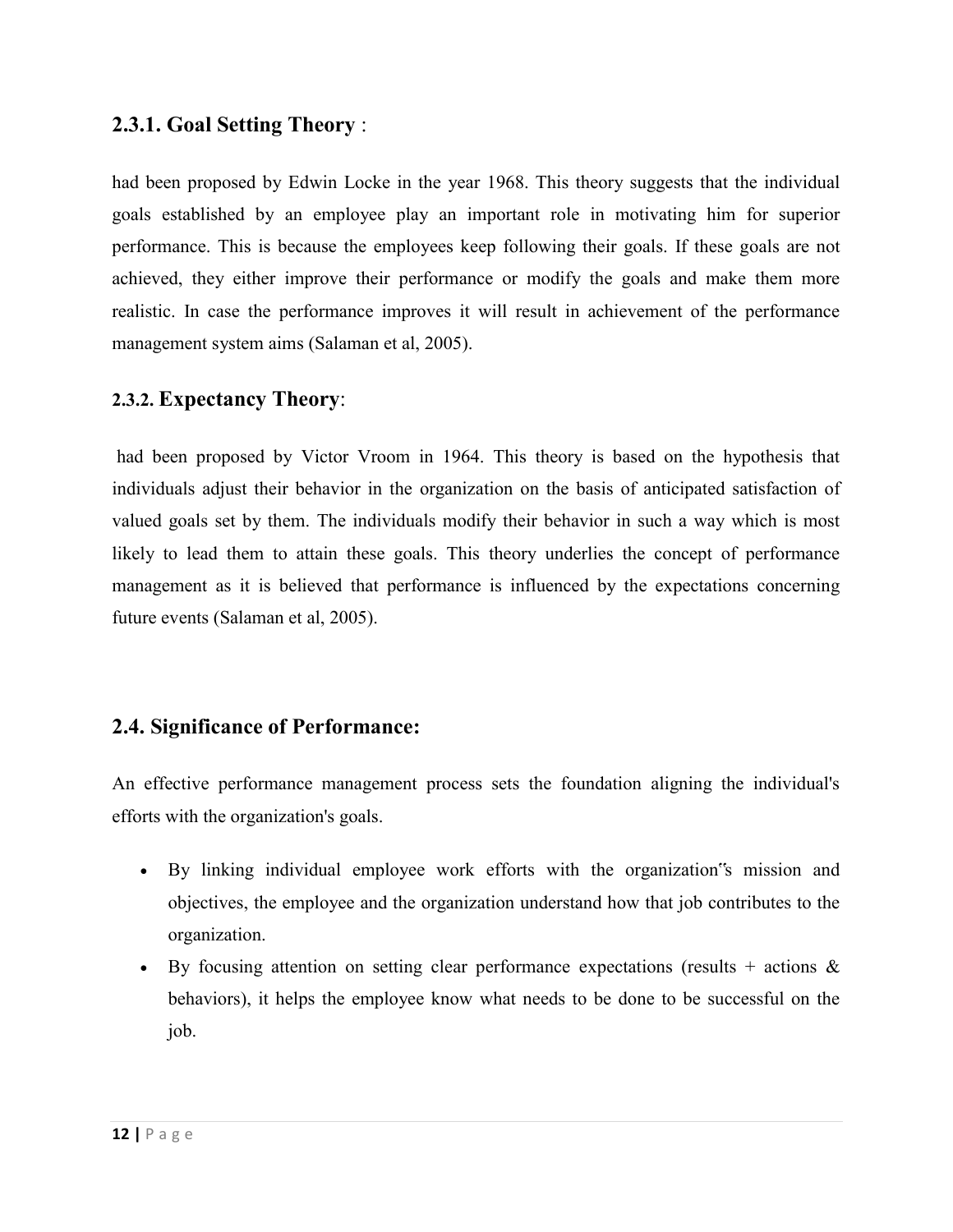### 2.3.1. Goal Setting Theory :

had been proposed by Edwin Locke in the year 1968. This theory suggests that the individual goals established by an employee play an important role in motivating him for superior performance. This is because the employees keep following their goals. If these goals are not achieved, they either improve their performance or modify the goals and make them more realistic. In case the performance improves it will result in achievement of the performance management system aims (Salaman et al, 2005).

### 2.3.2. Expectancy Theory:

had been proposed by Victor Vroom in 1964. This theory is based on the hypothesis that individuals adjust their behavior in the organization on the basis of anticipated satisfaction of valued goals set by them. The individuals modify their behavior in such a way which is most likely to lead them to attain these goals. This theory underlies the concept of performance management as it is believed that performance is influenced by the expectations concerning future events (Salaman et al, 2005).

## 2.4. Significance of Performance:

An effective performance management process sets the foundation aligning the individual's efforts with the organization's goals.

- By linking individual employee work efforts with the organization‟s mission and objectives, the employee and the organization understand how that job contributes to the organization.
- By focusing attention on setting clear performance expectations (results + actions & behaviors), it helps the employee know what needs to be done to be successful on the job.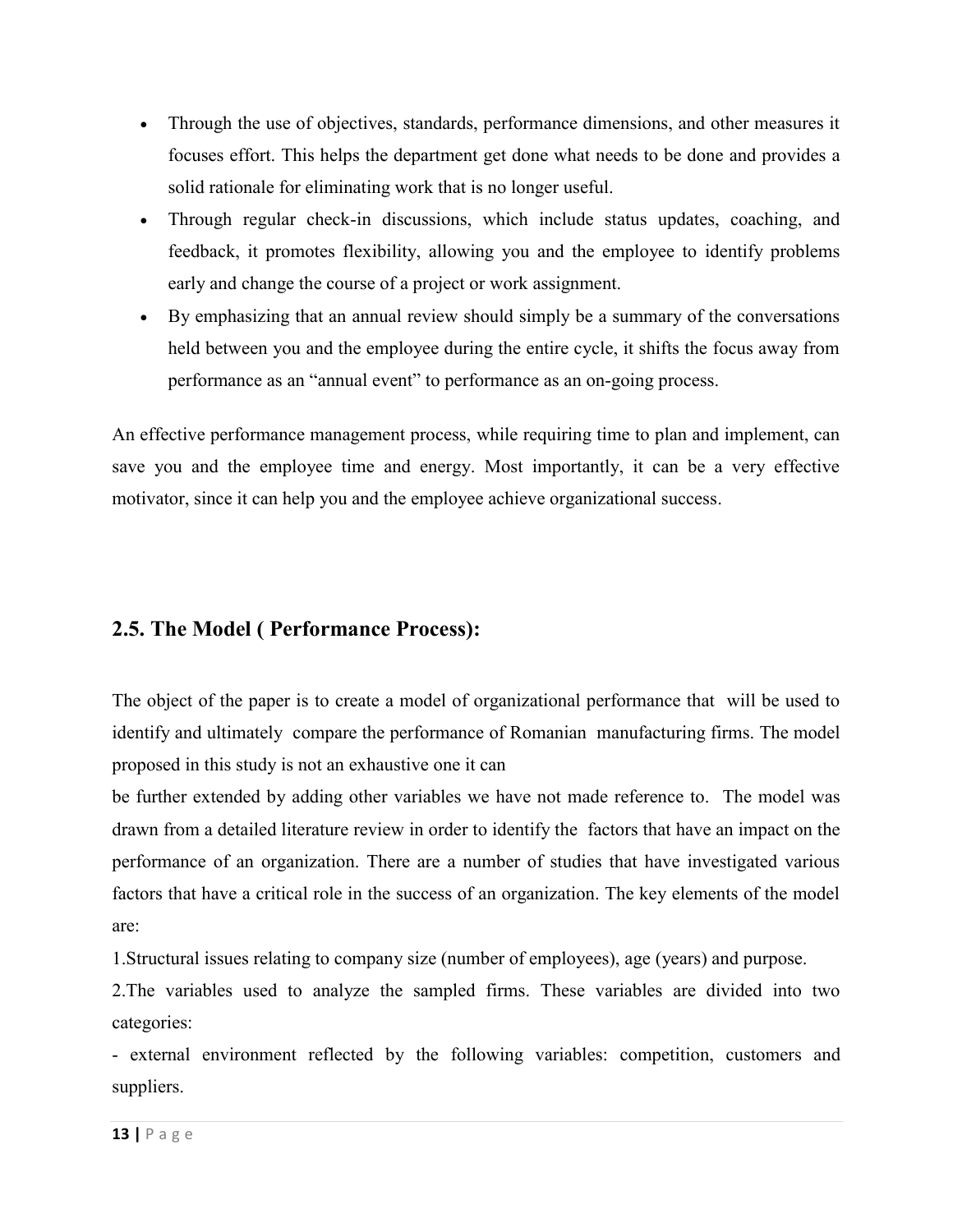- Through the use of objectives, standards, performance dimensions, and other measures it focuses effort. This helps the department get done what needs to be done and provides a solid rationale for eliminating work that is no longer useful.
- Through regular check-in discussions, which include status updates, coaching, and feedback, it promotes flexibility, allowing you and the employee to identify problems early and change the course of a project or work assignment.
- By emphasizing that an annual review should simply be a summary of the conversations held between you and the employee during the entire cycle, it shifts the focus away from performance as an "annual event" to performance as an on-going process.

An effective performance management process, while requiring time to plan and implement, can save you and the employee time and energy. Most importantly, it can be a very effective motivator, since it can help you and the employee achieve organizational success.

## 2.5. The Model ( Performance Process):

The object of the paper is to create a model of organizational performance that will be used to identify and ultimately compare the performance of Romanian manufacturing firms. The model proposed in this study is not an exhaustive one it can

be further extended by adding other variables we have not made reference to. The model was drawn from a detailed literature review in order to identify the factors that have an impact on the performance of an organization. There are a number of studies that have investigated various factors that have a critical role in the success of an organization. The key elements of the model are:

1.Structural issues relating to company size (number of employees), age (years) and purpose.

2.The variables used to analyze the sampled firms. These variables are divided into two categories:

- external environment reflected by the following variables: competition, customers and suppliers.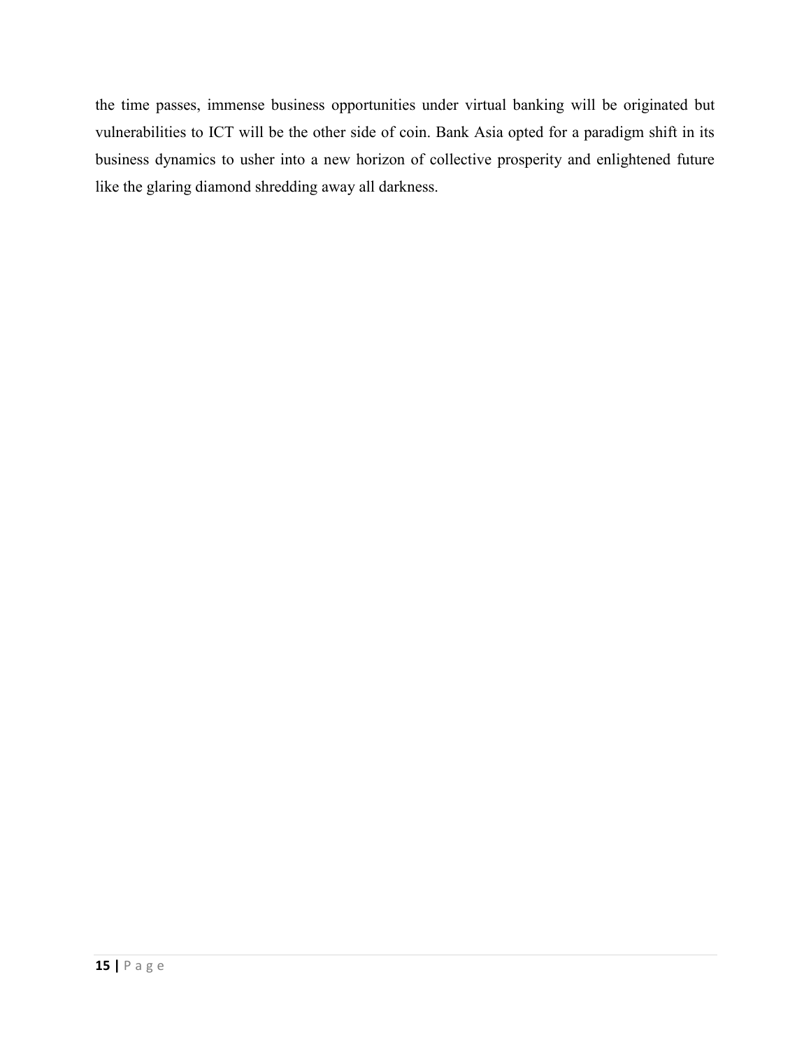the time passes, immense business opportunities under virtual banking will be originated but vulnerabilities to ICT will be the other side of coin. Bank Asia opted for a paradigm shift in its business dynamics to usher into a new horizon of collective prosperity and enlightened future like the glaring diamond shredding away all darkness.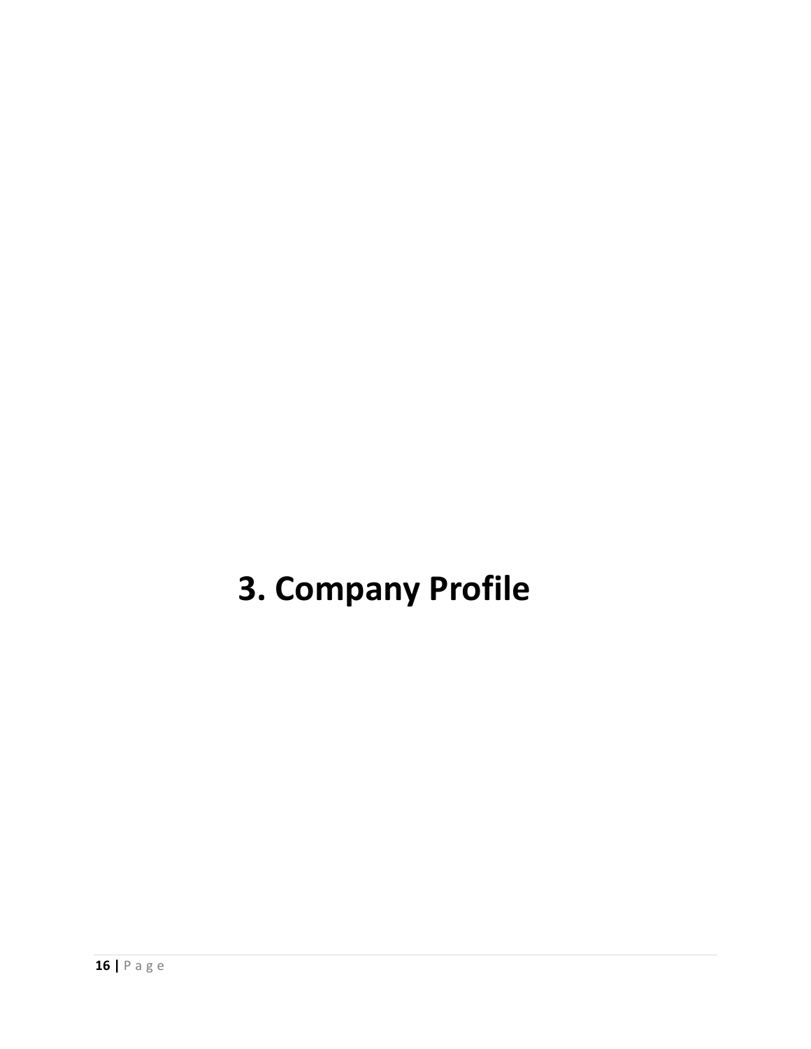# 3. Company Profile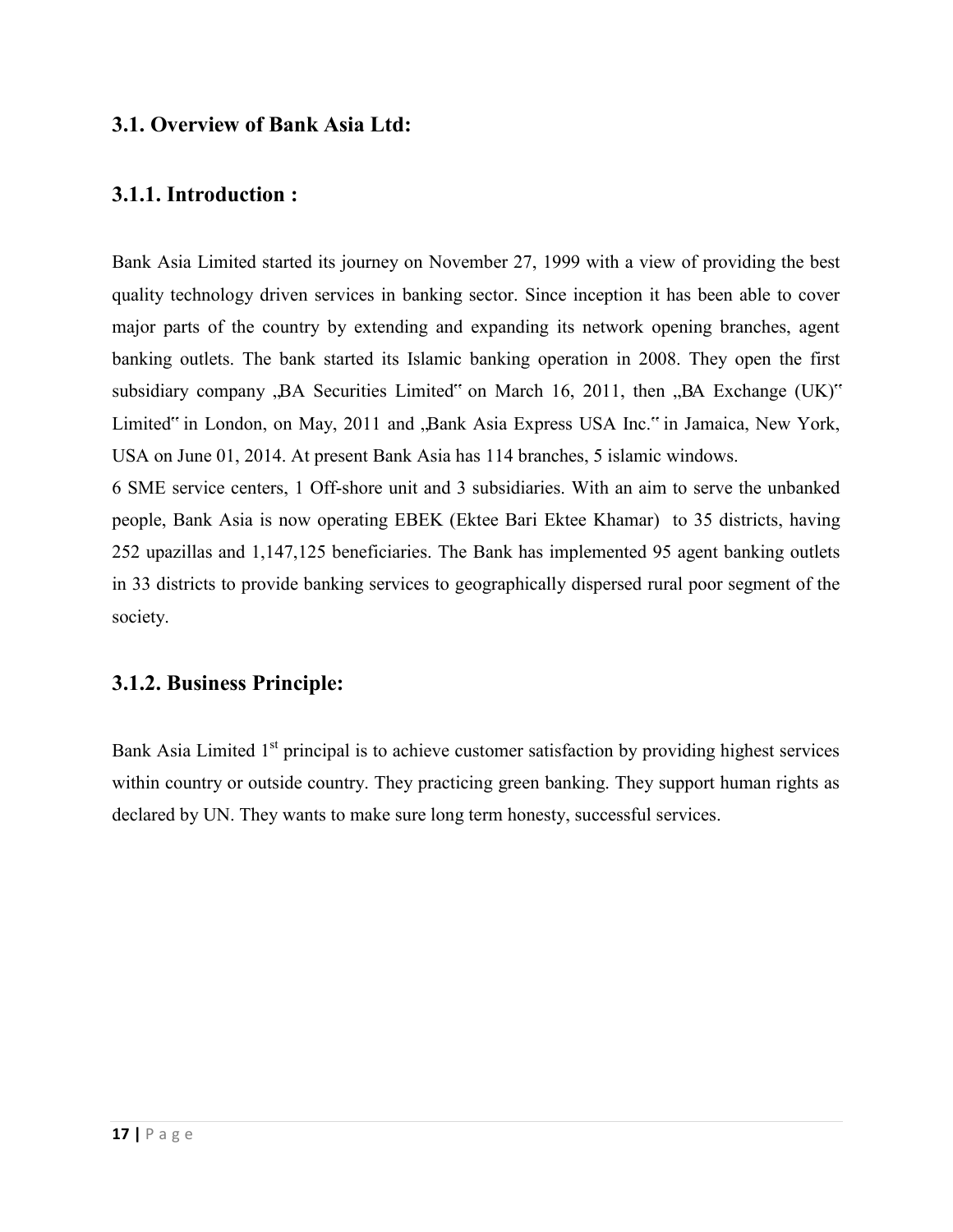## 3.1. Overview of Bank Asia Ltd:

### 3.1.1. Introduction :

Bank Asia Limited started its journey on November 27, 1999 with a view of providing the best quality technology driven services in banking sector. Since inception it has been able to cover major parts of the country by extending and expanding its network opening branches, agent banking outlets. The bank started its Islamic banking operation in 2008. They open the first subsidiary company „BA Securities Limited" on March 16, 2011, then „BA Exchange (UK)" Limited" in London, on May, 2011 and „Bank Asia Express USA Inc." in Jamaica, New York, USA on June 01, 2014. At present Bank Asia has 114 branches, 5 islamic windows.
6 SME service centers, 1 Off-shore unit and 3 subsidiaries. With an aim to serve the unbanked people, Bank Asia is now operating EBEK (Ektee Bari Ektee Khamar) to 35 districts, having 252 upazillas and 1,147,125 beneficiaries. The Bank has implemented 95 agent banking outlets in 33 districts to provide banking services to geographically dispersed rural poor segment of the society.

### 3.1.2. Business Principle:

Bank Asia Limited 1st principal is to achieve customer satisfaction by providing highest services within country or outside country. They practicing green banking. They support human rights as declared by UN. They wants to make sure long term honesty, successful services.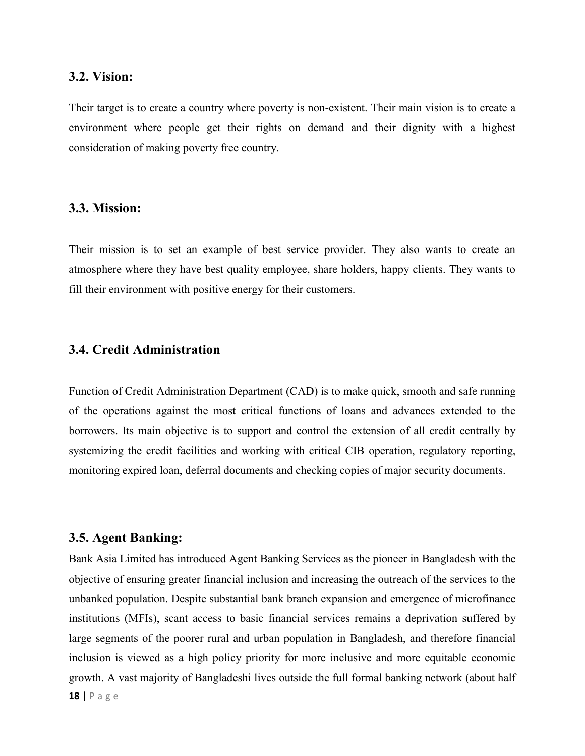### 3.2. Vision:

Their target is to create a country where poverty is non-existent. Their main vision is to create a environment where people get their rights on demand and their dignity with a highest consideration of making poverty free country.

### 3.3. Mission:

Their mission is to set an example of best service provider. They also wants to create an atmosphere where they have best quality employee, share holders, happy clients. They wants to fill their environment with positive energy for their customers.

### 3.4. Credit Administration

Function of Credit Administration Department (CAD) is to make quick, smooth and safe running of the operations against the most critical functions of loans and advances extended to the borrowers. Its main objective is to support and control the extension of all credit centrally by systemizing the credit facilities and working with critical CIB operation, regulatory reporting, monitoring expired loan, deferral documents and checking copies of major security documents.

### 3.5. Agent Banking:

Bank Asia Limited has introduced Agent Banking Services as the pioneer in Bangladesh with the objective of ensuring greater financial inclusion and increasing the outreach of the services to the unbanked population. Despite substantial bank branch expansion and emergence of microfinance institutions (MFIs), scant access to basic financial services remains a deprivation suffered by large segments of the poorer rural and urban population in Bangladesh, and therefore financial inclusion is viewed as a high policy priority for more inclusive and more equitable economic growth. A vast majority of Bangladeshi lives outside the full formal banking network (about half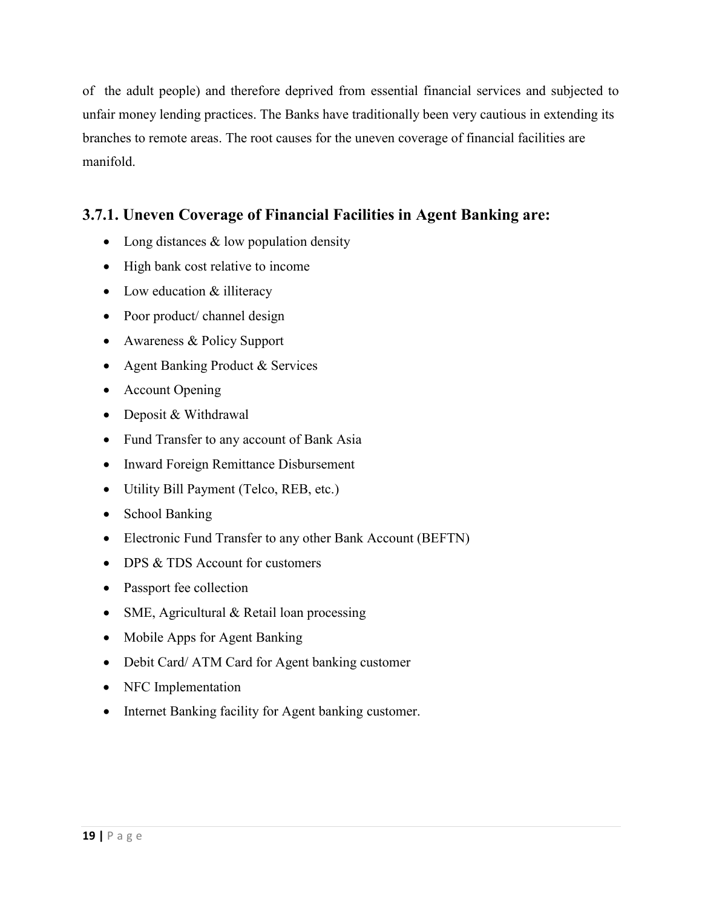of the adult people) and therefore deprived from essential financial services and subjected to unfair money lending practices. The Banks have traditionally been very cautious in extending its branches to remote areas. The root causes for the uneven coverage of financial facilities are manifold.

### 3.7.1. Uneven Coverage of Financial Facilities in Agent Banking are:

- Long distances & low population density
- High bank cost relative to income
- Low education & illiteracy
- Poor product/ channel design
- Awareness & Policy Support
- Agent Banking Product & Services
- Account Opening
- Deposit & Withdrawal
- Fund Transfer to any account of Bank Asia
- Inward Foreign Remittance Disbursement
- Utility Bill Payment (Telco, REB, etc.)
- School Banking
- Electronic Fund Transfer to any other Bank Account (BEFTN)
- DPS & TDS Account for customers
- Passport fee collection
- SME, Agricultural & Retail loan processing
- Mobile Apps for Agent Banking
- Debit Card/ ATM Card for Agent banking customer
- NFC Implementation
- Internet Banking facility for Agent banking customer.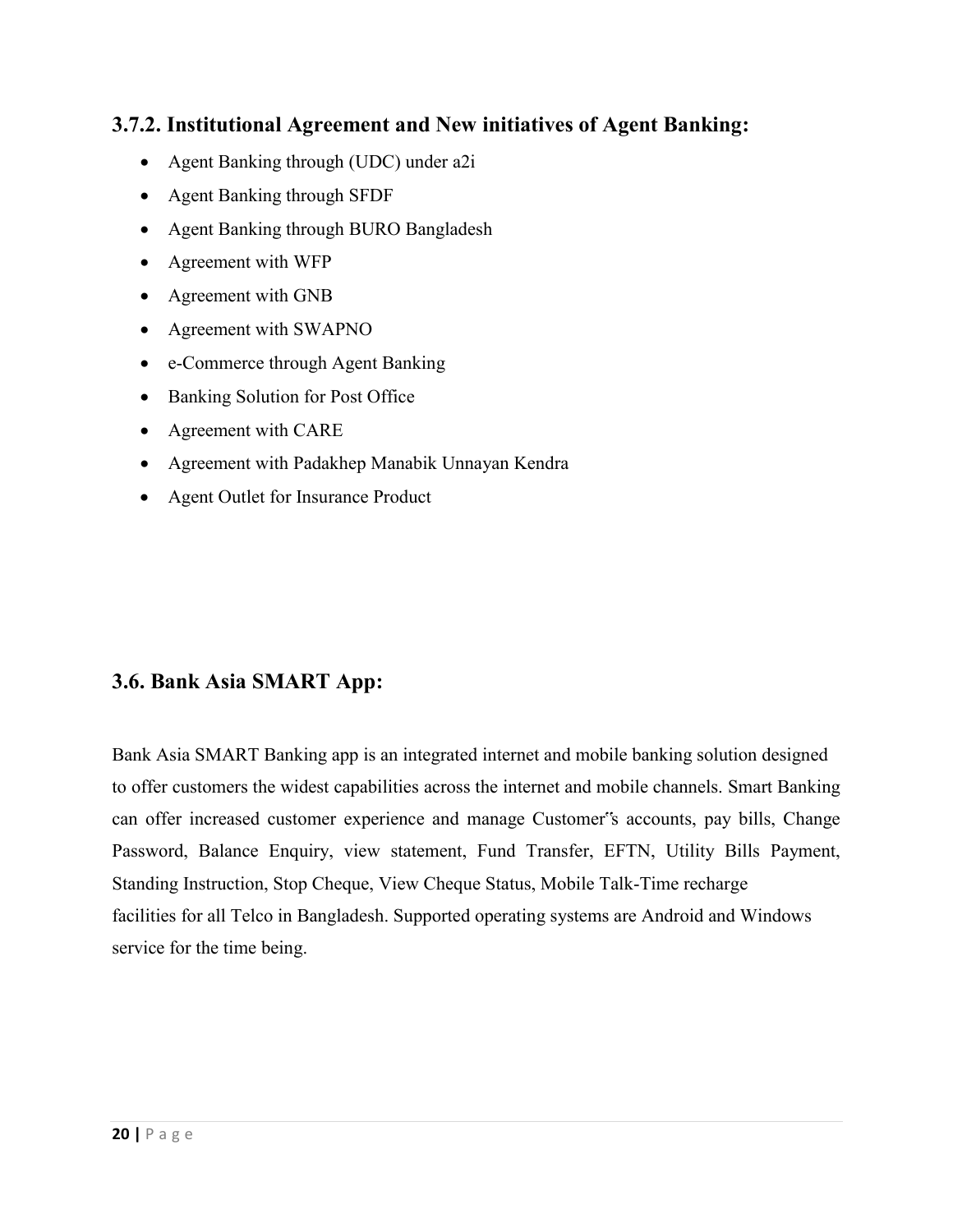### 3.7.2. Institutional Agreement and New initiatives of Agent Banking:

- Agent Banking through (UDC) under a2i
- Agent Banking through SFDF
- Agent Banking through BURO Bangladesh
- Agreement with WFP
- Agreement with GNB
- Agreement with SWAPNO
- e-Commerce through Agent Banking
- Banking Solution for Post Office
- Agreement with CARE
- Agreement with Padakhep Manabik Unnayan Kendra
- Agent Outlet for Insurance Product

### 3.6. Bank Asia SMART App:

Bank Asia SMART Banking app is an integrated internet and mobile banking solution designed to offer customers the widest capabilities across the internet and mobile channels. Smart Banking can offer increased customer experience and manage Customer‟s accounts, pay bills, Change Password, Balance Enquiry, view statement, Fund Transfer, EFTN, Utility Bills Payment, Standing Instruction, Stop Cheque, View Cheque Status, Mobile Talk-Time recharge facilities for all Telco in Bangladesh. Supported operating systems are Android and Windows service for the time being.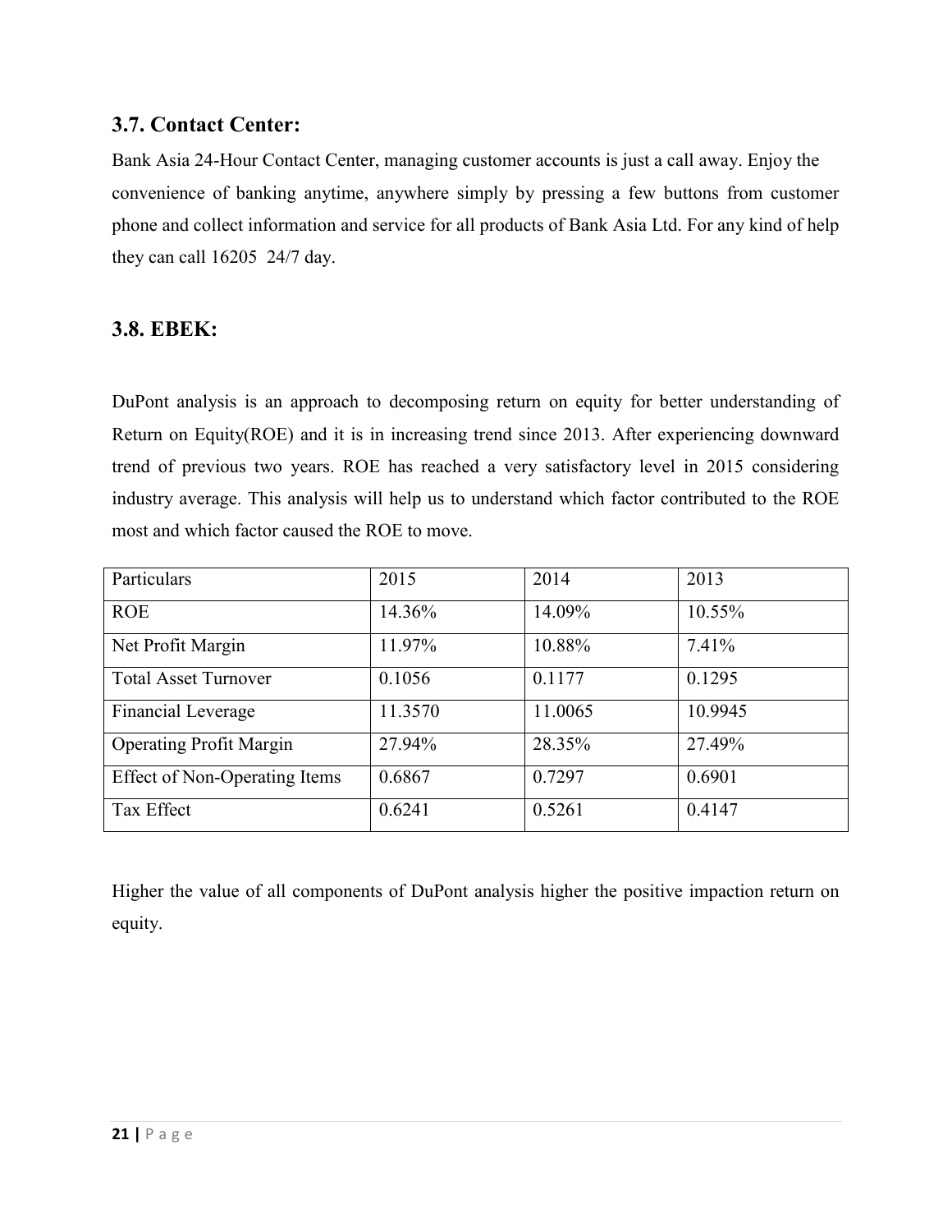### 3.7. Contact Center:

Bank Asia 24-Hour Contact Center, managing customer accounts is just a call away. Enjoy the convenience of banking anytime, anywhere simply by pressing a few buttons from customer phone and collect information and service for all products of Bank Asia Ltd. For any kind of help they can call 16205 24/7 day.

### 3.8. EBEK:

DuPont analysis is an approach to decomposing return on equity for better understanding of Return on Equity(ROE) and it is in increasing trend since 2013. After experiencing downward trend of previous two years. ROE has reached a very satisfactory level in 2015 considering industry average. This analysis will help us to understand which factor contributed to the ROE most and which factor caused the ROE to move.

| Particulars | 2015 | 2014 | 2013 |
|---|---|---|---|
| ROE | 14.36% | 14.09% | 10.55% |
| Net Profit Margin | 11.97% | 10.88% | 7.41% |
| Total Asset Turnover | 0.1056 | 0.1177 | 0.1295 |
| Financial Leverage | 11.3570 | 11.0065 | 10.9945 |
| Operating Profit Margin | 27.94% | 28.35% | 27.49% |
| Effect of Non-Operating Items | 0.6867 | 0.7297 | 0.6901 |
| Tax Effect | 0.6241 | 0.5261 | 0.4147 |

Higher the value of all components of DuPont analysis higher the positive impactionreturn on equity.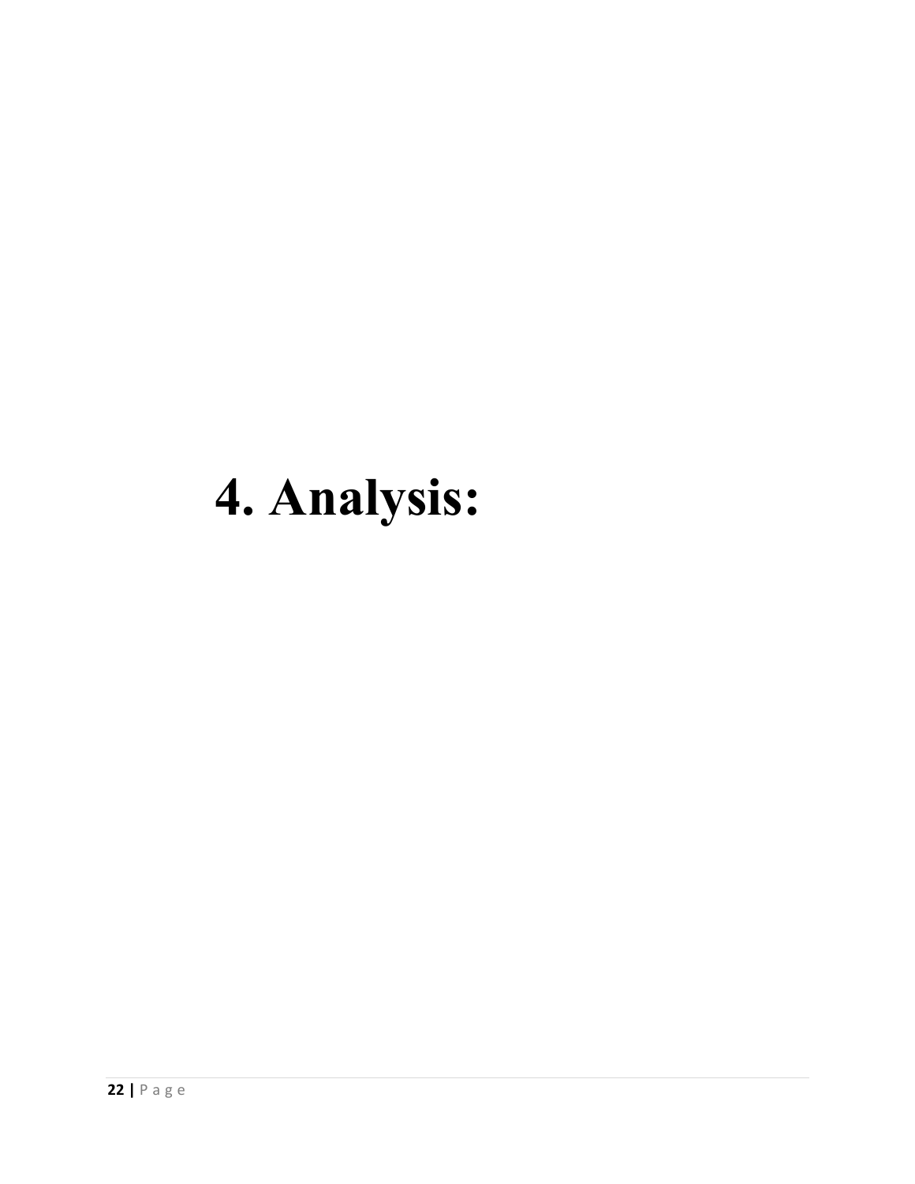# 4. Analysis: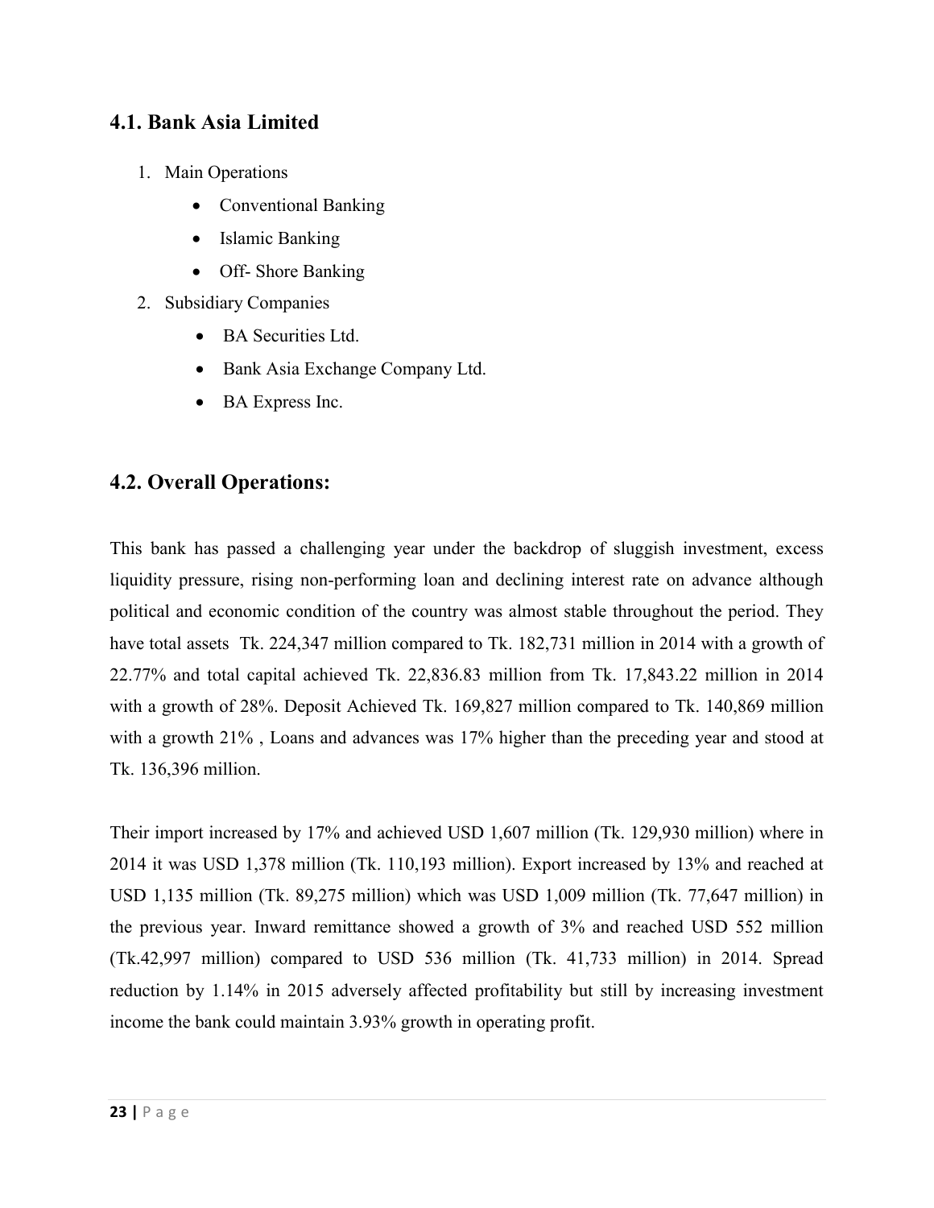## 4.1. Bank Asia Limited

1. Main Operations
    - Conventional Banking
    - Islamic Banking
    - Off- Shore Banking
2. Subsidiary Companies
    - BA Securities Ltd.
    - Bank Asia Exchange Company Ltd.
    - BA Express Inc.

## 4.2. Overall Operations:

This bank has passed a challenging year under the backdrop of sluggish investment, excess liquidity pressure, rising non-performing loan and declining interest rate on advance although political and economic condition of the country was almost stable throughout the period. They have total assets Tk. 224,347 million compared to Tk. 182,731 million in 2014 with a growth of 22.77% and total capital achieved Tk. 22,836.83 million from Tk. 17,843.22 million in 2014 with a growth of 28%. Deposit Achieved Tk. 169,827 million compared to Tk. 140,869 million with a growth 21% , Loans and advances was 17% higher than the preceding year and stood at Tk. 136,396 million.

Their import increased by 17% and achieved USD 1,607 million (Tk. 129,930 million) where in 2014 it was USD 1,378 million (Tk. 110,193 million). Export increased by 13% and reached at USD 1,135 million (Tk. 89,275 million) which was USD 1,009 million (Tk. 77,647 million) in the previous year. Inward remittance showed a growth of 3% and reached USD 552 million (Tk.42,997 million) compared to USD 536 million (Tk. 41,733 million) in 2014. Spread reduction by 1.14% in 2015 adversely affected profitability but still by increasing investment income the bank could maintain 3.93% growth in operating profit.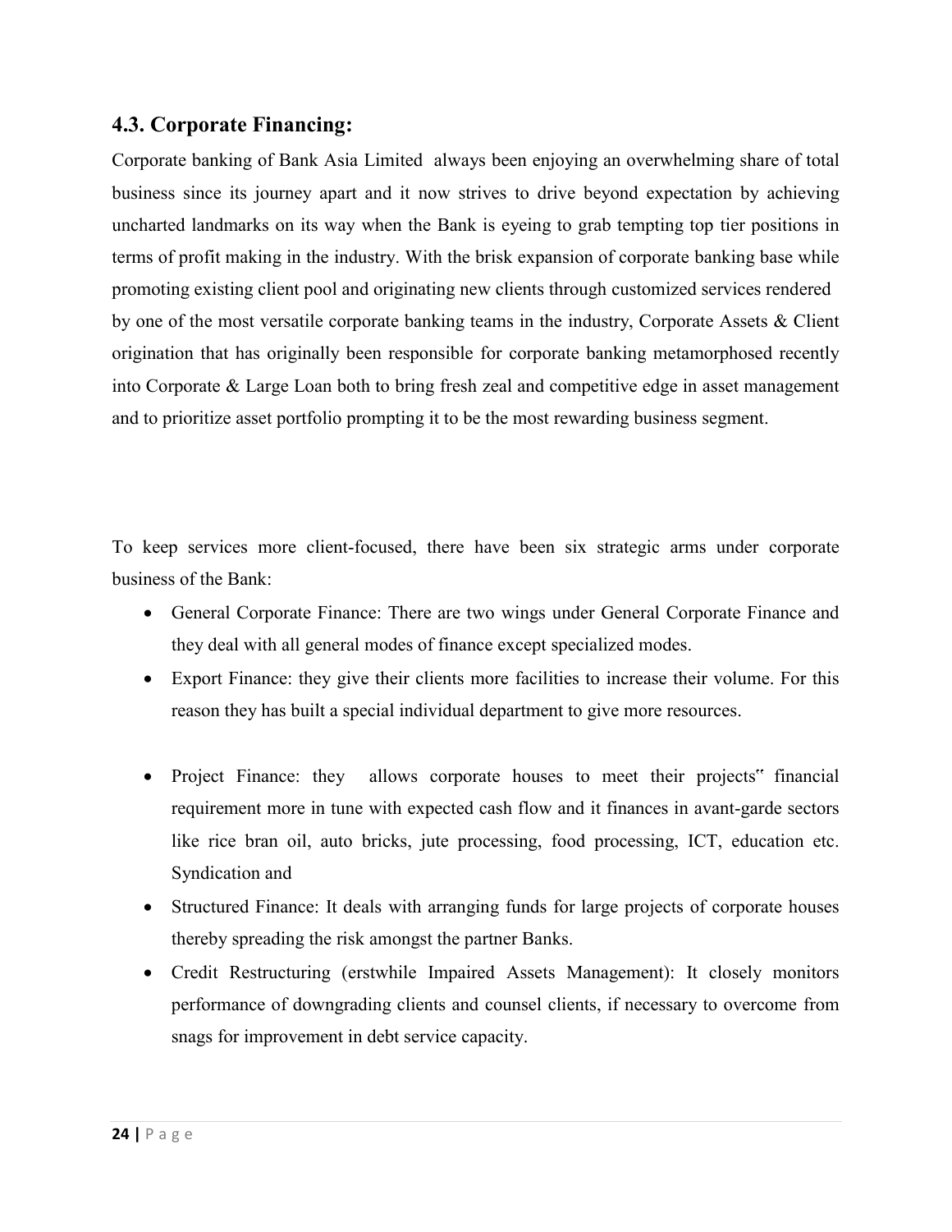## 4.3. Corporate Financing:

Corporate banking of Bank Asia Limited always been enjoying an overwhelming share of total business since its journey apart and it now strives to drive beyond expectation by achieving uncharted landmarks on its way when the Bank is eyeing to grab tempting top tier positions in terms of profit making in the industry. With the brisk expansion of corporate banking base while promoting existing client pool and originating new clients through customized services rendered by one of the most versatile corporate banking teams in the industry, Corporate Assets & Client origination that has originally been responsible for corporate banking metamorphosed recently into Corporate & Large Loan both to bring fresh zeal and competitive edge in asset management and to prioritize asset portfolio prompting it to be the most rewarding business segment.

To keep services more client-focused, there have been six strategic arms under corporate business of the Bank:

- General Corporate Finance: There are two wings under General Corporate Finance and they deal with all general modes of finance except specialized modes.
- Export Finance: they give their clients more facilities to increase their volume. For this reason they has built a special individual department to give more resources.
- Project Finance: they allows corporate houses to meet their projects" financial requirement more in tune with expected cash flow and it finances in avant-garde sectors like rice bran oil, auto bricks, jute processing, food processing, ICT, education etc. Syndication and
- Structured Finance: It deals with arranging funds for large projects of corporate houses thereby spreading the risk amongst the partner Banks.
- Credit Restructuring (erstwhile Impaired Assets Management): It closely monitors performance of downgrading clients and counsel clients, if necessary to overcome from snags for improvement in debt service capacity.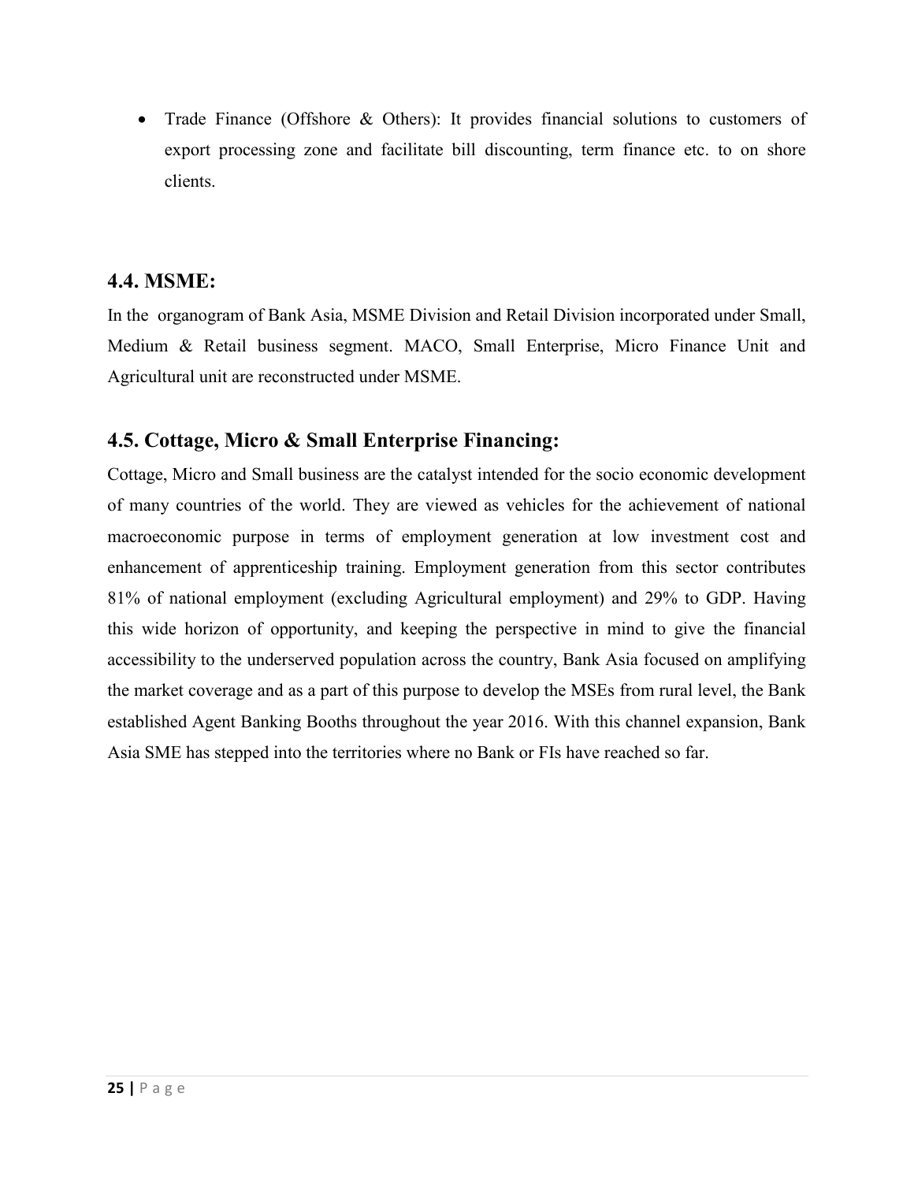- Trade Finance (Offshore & Others): It provides financial solutions to customers of export processing zone and facilitate bill discounting, term finance etc. to on shore clients.

## 4.4. MSME:

In the organogram of Bank Asia, MSME Division and Retail Division incorporated under Small, Medium & Retail business segment. MACO, Small Enterprise, Micro Finance Unit and Agricultural unit are reconstructed under MSME.

## 4.5. Cottage, Micro & Small Enterprise Financing:

Cottage, Micro and Small business are the catalyst intended for the socio economic development of many countries of the world. They are viewed as vehicles for the achievement of national macroeconomic purpose in terms of employment generation at low investment cost and enhancement of apprenticeship training. Employment generation from this sector contributes 81% of national employment (excluding Agricultural employment) and 29% to GDP. Having this wide horizon of opportunity, and keeping the perspective in mind to give the financial accessibility to the underserved population across the country, Bank Asia focused on amplifying the market coverage and as a part of this purpose to develop the MSEs from rural level, the Bank established Agent Banking Booths throughout the year 2016. With this channel expansion, Bank Asia SME has stepped into the territories where no Bank or FIs have reached so far.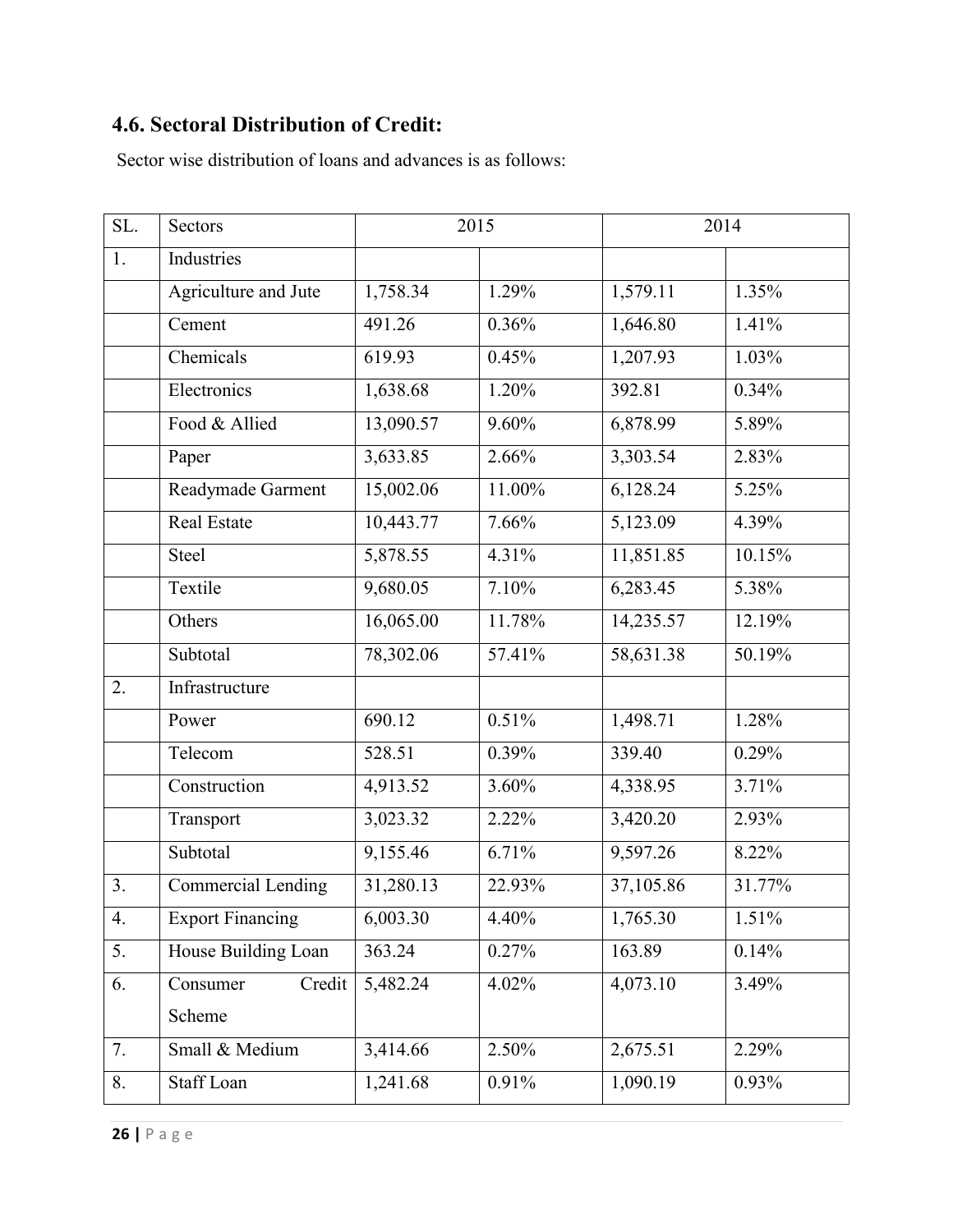## 4.6. Sectoral Distribution of Credit:

Sector wise distribution of loans and advances is as follows:

| SL. | Sectors | 2015 | | 2014 | |
|---|---|---|---|---|---|
| 1. | Industries | | | | |
| | Agriculture and Jute | 1,758.34 | 1.29% | 1,579.11 | 1.35% |
| | Cement | 491.26 | 0.36% | 1,646.80 | 1.41% |
| | Chemicals | 619.93 | 0.45% | 1,207.93 | 1.03% |
| | Electronics | 1,638.68 | 1.20% | 392.81 | 0.34% |
| | Food & Allied | 13,090.57 | 9.60% | 6,878.99 | 5.89% |
| | Paper | 3,633.85 | 2.66% | 3,303.54 | 2.83% |
| | Readymade Garment | 15,002.06 | 11.00% | 6,128.24 | 5.25% |
| | Real Estate | 10,443.77 | 7.66% | 5,123.09 | 4.39% |
| | Steel | 5,878.55 | 4.31% | 11,851.85 | 10.15% |
| | Textile | 9,680.05 | 7.10% | 6,283.45 | 5.38% |
| | Others | 16,065.00 | 11.78% | 14,235.57 | 12.19% |
| | Subtotal | 78,302.06 | 57.41% | 58,631.38 | 50.19% |
| 2. | Infrastructure | | | | |
| | Power | 690.12 | 0.51% | 1,498.71 | 1.28% |
| | Telecom | 528.51 | 0.39% | 339.40 | 0.29% |
| | Construction | 4,913.52 | 3.60% | 4,338.95 | 3.71% |
| | Transport | 3,023.32 | 2.22% | 3,420.20 | 2.93% |
| | Subtotal | 9,155.46 | 6.71% | 9,597.26 | 8.22% |
| 3. | Commercial Lending | 31,280.13 | 22.93% | 37,105.86 | 31.77% |
| 4. | Export Financing | 6,003.30 | 4.40% | 1,765.30 | 1.51% |
| 5. | House Building Loan | 363.24 | 0.27% | 163.89 | 0.14% |
| 6. | Consumer Credit Scheme | 5,482.24 | 4.02% | 4,073.10 | 3.49% |
| 7. | Small & Medium | 3,414.66 | 2.50% | 2,675.51 | 2.29% |
| 8. | Staff Loan | 1,241.68 | 0.91% | 1,090.19 | 0.93% |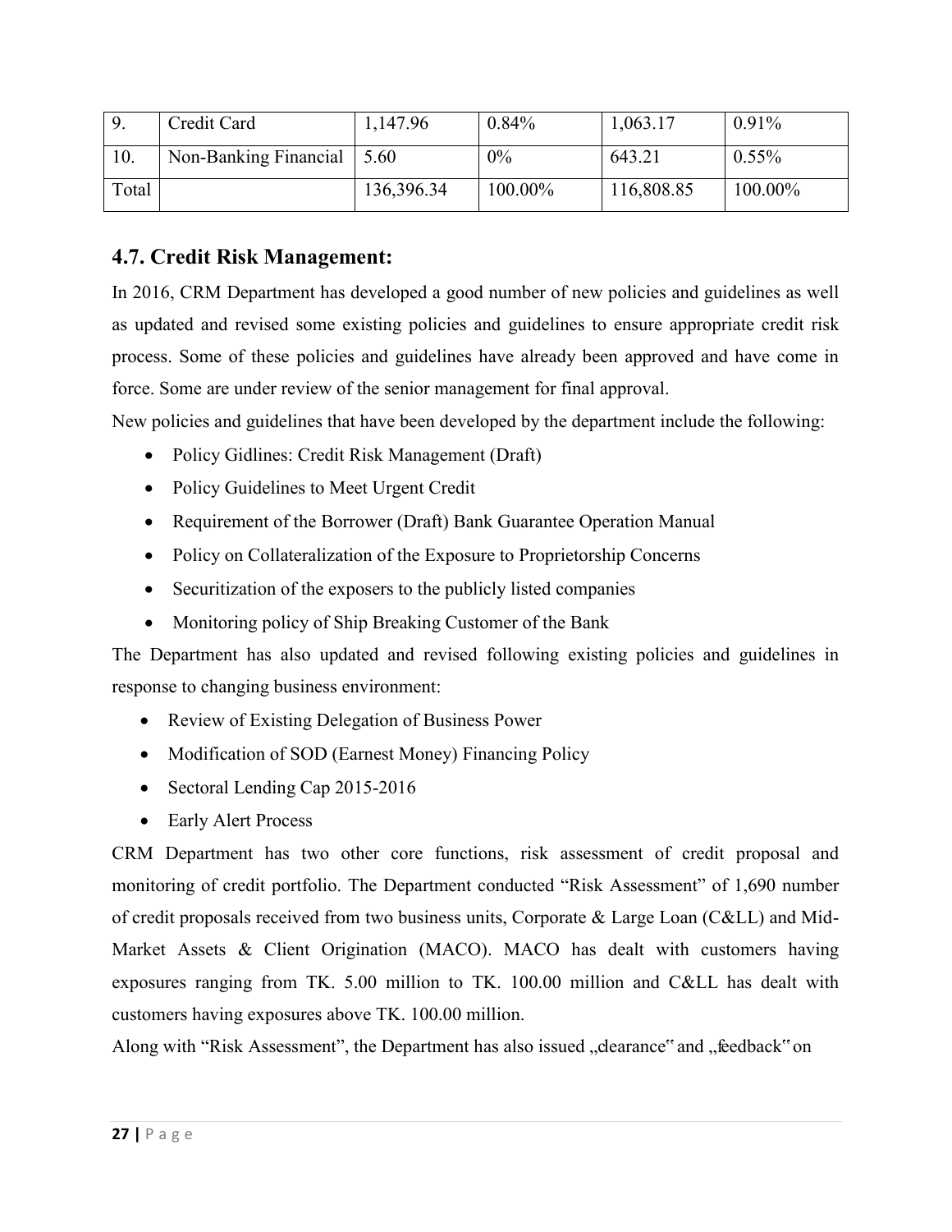| 9. | Credit Card | 1,147.96 | 0.84% | 1,063.17 | 0.91% |
|---|---|---|---|---|---|
| 10. | Non-Banking Financial | 5.60 | 0% | 643.21 | 0.55% |
| Total | | 136,396.34 | 100.00% | 116,808.85 | 100.00% |

## 4.7. Credit Risk Management:

In 2016, CRM Department has developed a good number of new policies and guidelines as well as updated and revised some existing policies and guidelines to ensure appropriate credit risk process. Some of these policies and guidelines have already been approved and have come in force. Some are under review of the senior management for final approval.

New policies and guidelines that have been developed by the department include the following:

- Policy Gidlines: Credit Risk Management (Draft)
- Policy Guidelines to Meet Urgent Credit
- Requirement of the Borrower (Draft) Bank Guarantee Operation Manual
- Policy on Collateralization of the Exposure to Proprietorship Concerns
- Securitization of the exposers to the publicly listed companies
- Monitoring policy of Ship Breaking Customer of the Bank

The Department has also updated and revised following existing policies and guidelines in response to changing business environment:

- Review of Existing Delegation of Business Power
- Modification of SOD (Earnest Money) Financing Policy
- Sectoral Lending Cap 2015-2016
- Early Alert Process

CRM Department has two other core functions, risk assessment of credit proposal and monitoring of credit portfolio. The Department conducted "Risk Assessment" of 1,690 number of credit proposals received from two business units, Corporate & Large Loan (C&LL) and Mid-Market Assets & Client Origination (MACO). MACO has dealt with customers having exposures ranging from TK. 5.00 million to TK. 100.00 million and C&LL has dealt with customers having exposures above TK. 100.00 million.

Along with "Risk Assessment", the Department has also issued „clearance" and „feedback" on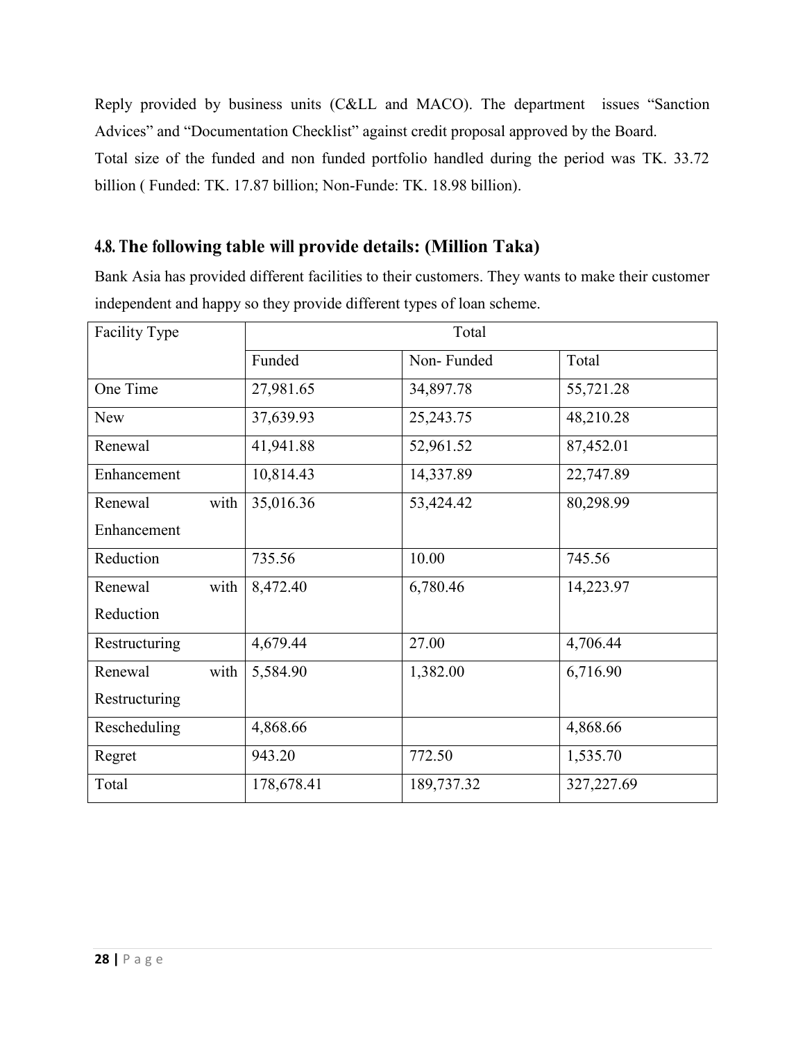Reply provided by business units (C&LL and MACO). The department issues "Sanction Advices" and "Documentation Checklist" against credit proposal approved by the Board.

Total size of the funded and non funded portfolio handled during the period was TK. 33.72 billion ( Funded: TK. 17.87 billion; Non-Funde: TK. 18.98 billion).

## 4.8. The following table will provide details: (Million Taka)

Bank Asia has provided different facilities to their customers. They wants to make their customer independent and happy so they provide different types of loan scheme.

| Facility Type | Total | | |
|---|---|---|---|
| | Funded | Non- Funded | Total |
| One Time | 27,981.65 | 34,897.78 | 55,721.28 |
| New | 37,639.93 | 25,243.75 | 48,210.28 |
| Renewal | 41,941.88 | 52,961.52 | 87,452.01 |
| Enhancement | 10,814.43 | 14,337.89 | 22,747.89 |
| Renewal with Enhancement | 35,016.36 | 53,424.42 | 80,298.99 |
| Reduction | 735.56 | 10.00 | 745.56 |
| Renewal with Reduction | 8,472.40 | 6,780.46 | 14,223.97 |
| Restructuring | 4,679.44 | 27.00 | 4,706.44 |
| Renewal with Restructuring | 5,584.90 | 1,382.00 | 6,716.90 |
| Rescheduling | 4,868.66 | | 4,868.66 |
| Regret | 943.20 | 772.50 | 1,535.70 |
| Total | 178,678.41 | 189,737.32 | 327,227.69 |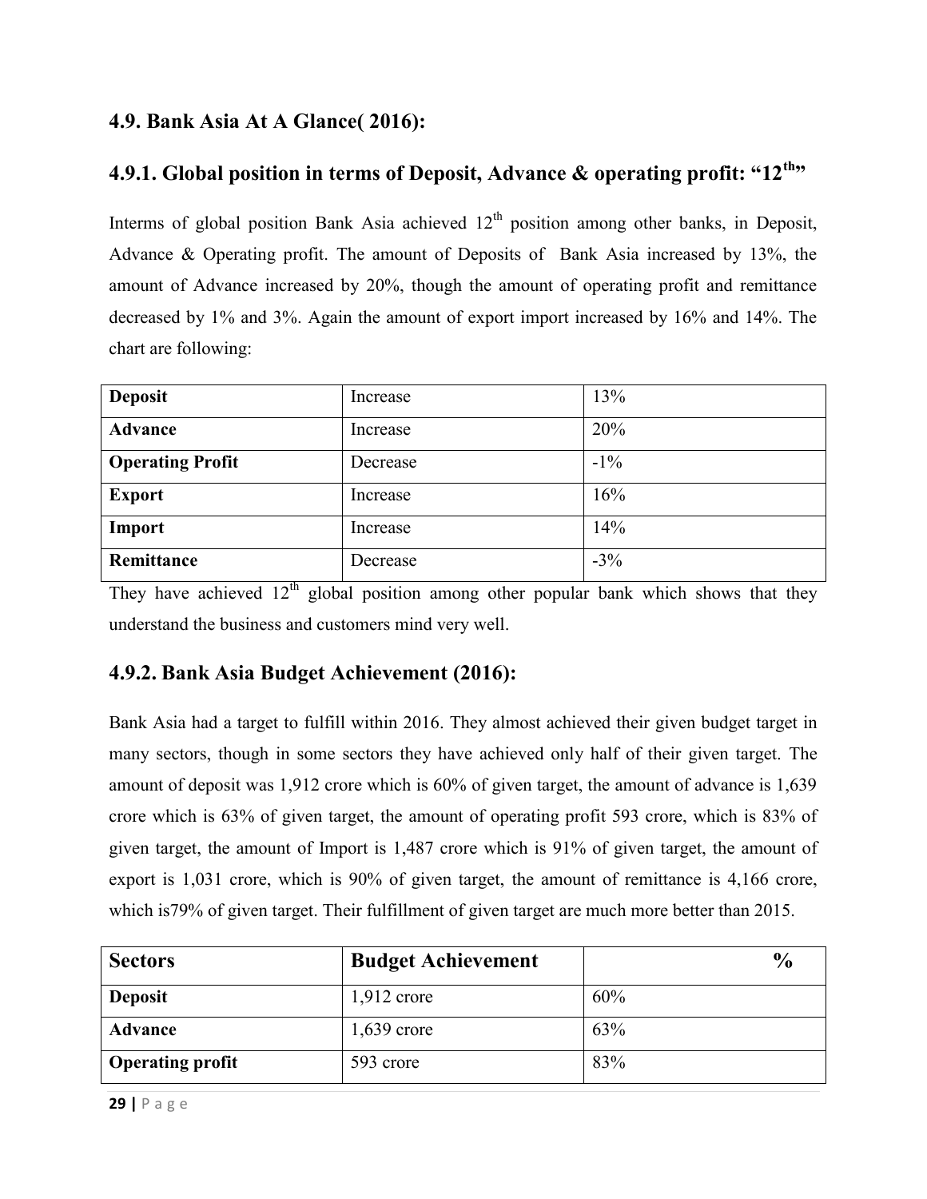## 4.9. Bank Asia At A Glance( 2016):

### 4.9.1. Global position in terms of Deposit, Advance & operating profit: "12th"

Interms of global position Bank Asia achieved 12th position among other banks, in Deposit, Advance & Operating profit. The amount of Deposits of Bank Asia increased by 13%, the amount of Advance increased by 20%, though the amount of operating profit and remittance decreased by 1% and 3%. Again the amount of export import increased by 16% and 14%. The chart are following:

| **Deposit** | Increase | 13% |
|---|---|---|
| **Advance** | Increase | 20% |
| **Operating Profit** | Decrease | -1% |
| **Export** | Increase | 16% |
| **Import** | Increase | 14% |
| **Remittance** | Decrease | -3% |

They have achieved 12th global position among other popular bank which shows that they understand the business and customers mind very well.

### 4.9.2. Bank Asia Budget Achievement (2016):

Bank Asia had a target to fulfill within 2016. They almost achieved their given budget target in many sectors, though in some sectors they have achieved only half of their given target. The amount of deposit was 1,912 crore which is 60% of given target, the amount of advance is 1,639 crore which is 63% of given target, the amount of operating profit 593 crore, which is 83% of given target, the amount of Import is 1,487 crore which is 91% of given target, the amount of export is 1,031 crore, which is 90% of given target, the amount of remittance is 4,166 crore, which is79% of given target. Their fulfillment of given target are much more better than 2015.

| Sectors | Budget Achievement | % |
|---|---|---|
| **Deposit** | 1,912 crore | 60% |
| **Advance** | 1,639 crore | 63% |
| **Operating profit** | 593 crore | 83% |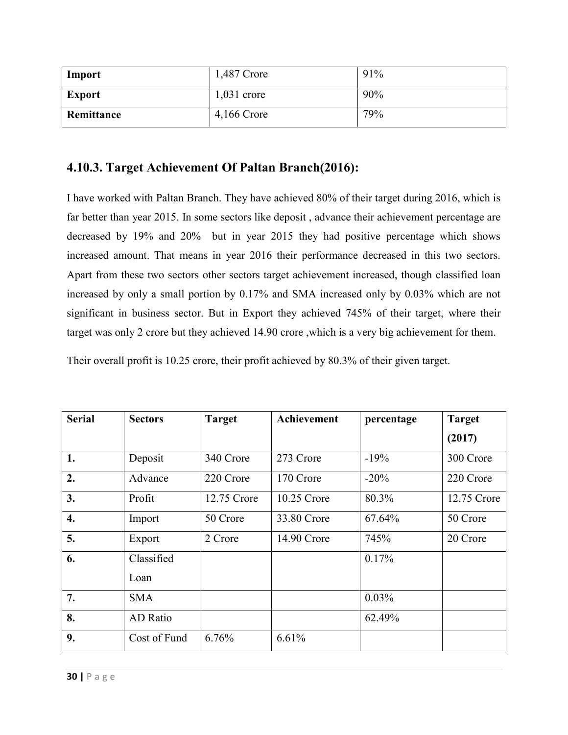| Import | 1,487 Crore | 91% |
|---|---|---|
| Export | 1,031 crore | 90% |
| Remittance | 4,166 Crore | 79% |

### 4.10.3. Target Achievement Of Paltan Branch(2016):

I have worked with Paltan Branch. They have achieved 80% of their target during 2016, which is far better than year 2015. In some sectors like deposit , advance their achievement percentage are decreased by 19% and 20% but in year 2015 they had positive percentage which shows increased amount. That means in year 2016 their performance decreased in this two sectors. Apart from these two sectors other sectors target achievement increased, though classified loan increased by only a small portion by 0.17% and SMA increased only by 0.03% which are not significant in business sector. But in Export they achieved 745% of their target, where their target was only 2 crore but they achieved 14.90 crore ,which is a very big achievement for them.

Their overall profit is 10.25 crore, their profit achieved by 80.3% of their given target.

| Serial | Sectors | Target | Achievement | percentage | Target (2017) |
|---|---|---|---|---|---|
| 1. | Deposit | 340 Crore | 273 Crore | -19% | 300 Crore |
| 2. | Advance | 220 Crore | 170 Crore | -20% | 220 Crore |
| 3. | Profit | 12.75 Crore | 10.25 Crore | 80.3% | 12.75 Crore |
| 4. | Import | 50 Crore | 33.80 Crore | 67.64% | 50 Crore |
| 5. | Export | 2 Crore | 14.90 Crore | 745% | 20 Crore |
| 6. | Classified Loan | | | 0.17% | |
| 7. | SMA | | | 0.03% | |
| 8. | AD Ratio | | | 62.49% | |
| 9. | Cost of Fund | 6.76% | 6.61% | | |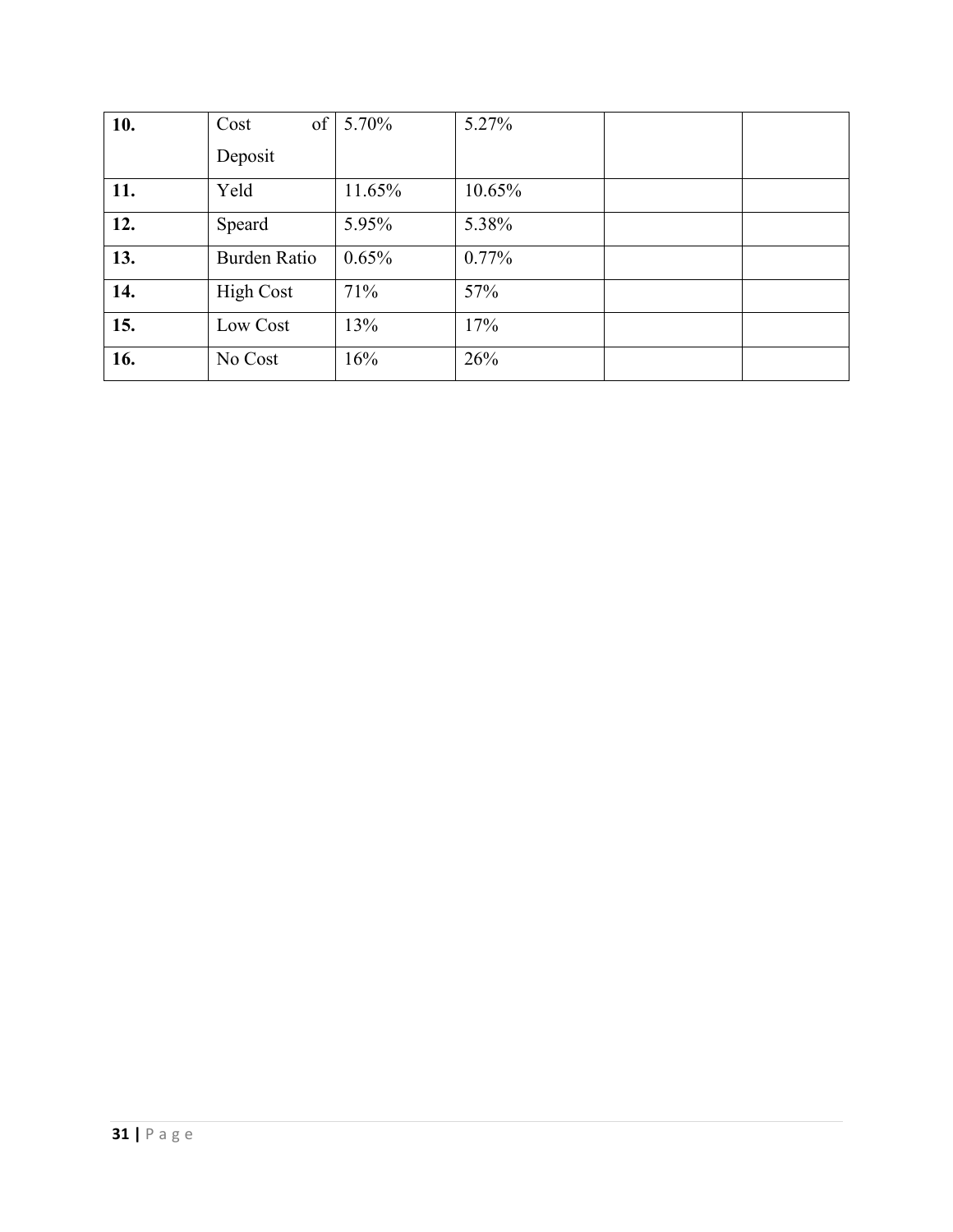| | | | | | |
|---|---|---|---|---|---|
| **10.** | Cost of Deposit | 5.70% | 5.27% | | |
| **11.** | Yeld | 11.65% | 10.65% | | |
| **12.** | Speard | 5.95% | 5.38% | | |
| **13.** | Burden Ratio | 0.65% | 0.77% | | |
| **14.** | High Cost | 71% | 57% | | |
| **15.** | Low Cost | 13% | 17% | | |
| **16.** | No Cost | 16% | 26% | | |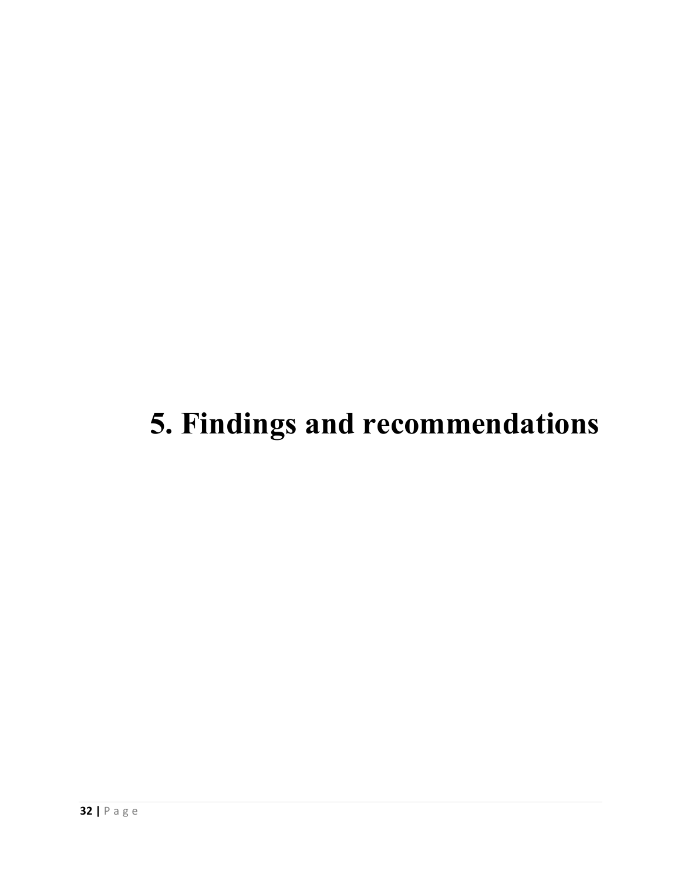# 5. Findings and recommendations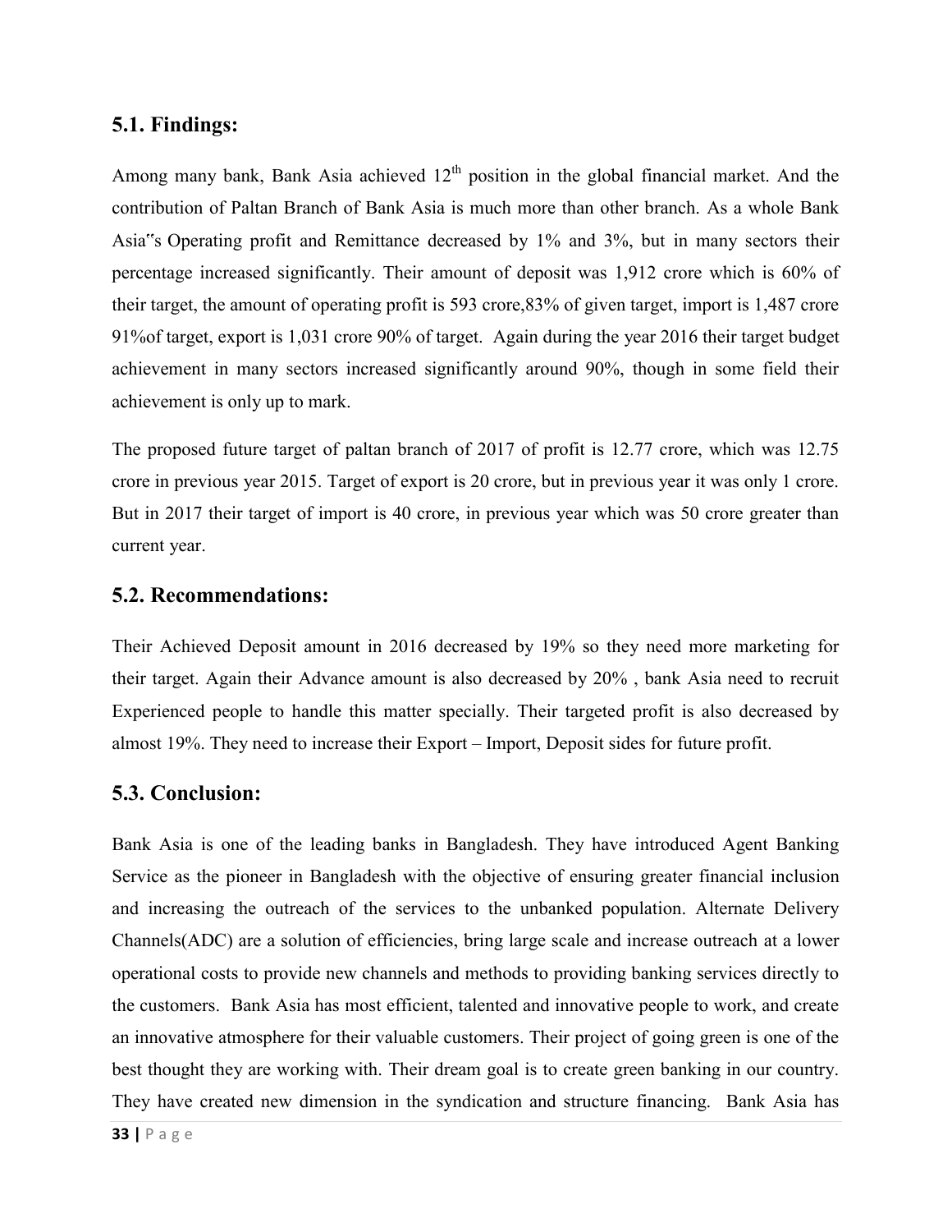## 5.1. Findings:

Among many bank, Bank Asia achieved 12th position in the global financial market. And the contribution of Paltan Branch of Bank Asia is much more than other branch. As a whole Bank Asia"s Operating profit and Remittance decreased by 1% and 3%, but in many sectors their percentage increased significantly. Their amount of deposit was 1,912 crore which is 60% of their target, the amount of operating profit is 593 crore,83% of given target, import is 1,487 crore 91%of target, export is 1,031 crore 90% of target. Again during the year 2016 their target budget achievement in many sectors increased significantly around 90%, though in some field their achievement is only up to mark.

The proposed future target of paltan branch of 2017 of profit is 12.77 crore, which was 12.75 crore in previous year 2015. Target of export is 20 crore, but in previous year it was only 1 crore. But in 2017 their target of import is 40 crore, in previous year which was 50 crore greater than current year.

## 5.2. Recommendations:

Their Achieved Deposit amount in 2016 decreased by 19% so they need more marketing for their target. Again their Advance amount is also decreased by 20% , bank Asia need to recruit Experienced people to handle this matter specially. Their targeted profit is also decreased by almost 19%. They need to increase their Export – Import, Deposit sides for future profit.

## 5.3. Conclusion:

Bank Asia is one of the leading banks in Bangladesh. They have introduced Agent Banking Service as the pioneer in Bangladesh with the objective of ensuring greater financial inclusion and increasing the outreach of the services to the unbanked population. Alternate Delivery Channels(ADC) are a solution of efficiencies, bring large scale and increase outreach at a lower operational costs to provide new channels and methods to providing banking services directly to the customers. Bank Asia has most efficient, talented and innovative people to work, and create an innovative atmosphere for their valuable customers. Their project of going green is one of the best thought they are working with. Their dream goal is to create green banking in our country. They have created new dimension in the syndication and structure financing. Bank Asia has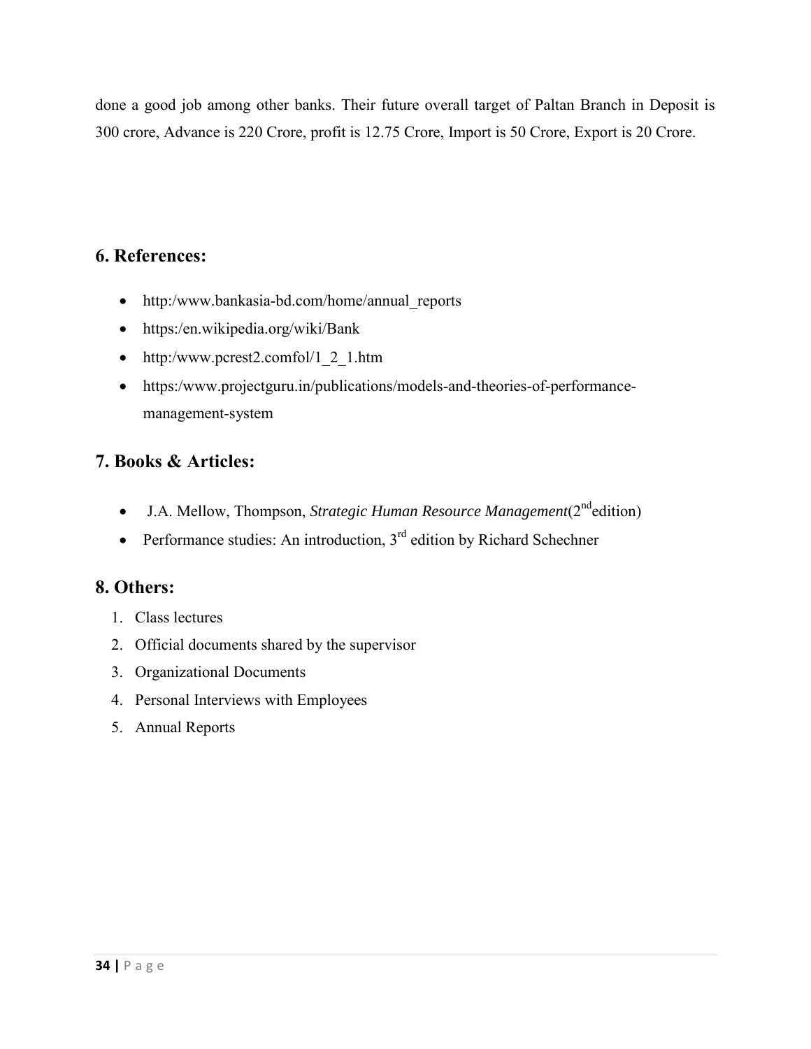done a good job among other banks. Their future overall target of Paltan Branch in Deposit is 300 crore, Advance is 220 Crore, profit is 12.75 Crore, Import is 50 Crore, Export is 20 Crore.

## 6. References:

- http:/www.bankasia-bd.com/home/annual_reports
- https:/en.wikipedia.org/wiki/Bank
- http:/www.pcrest2.comfol/1_2_1.htm
- https:/www.projectguru.in/publications/models-and-theories-of-performance-management-system

## 7. Books & Articles:

- J.A. Mellow, Thompson, *Strategic Human Resource Management*(2nd edition)
- Performance studies: An introduction, 3rd edition by Richard Schechner

## 8. Others:

1. Class lectures
2. Official documents shared by the supervisor
3. Organizational Documents
4. Personal Interviews with Employees
5. Annual Reports